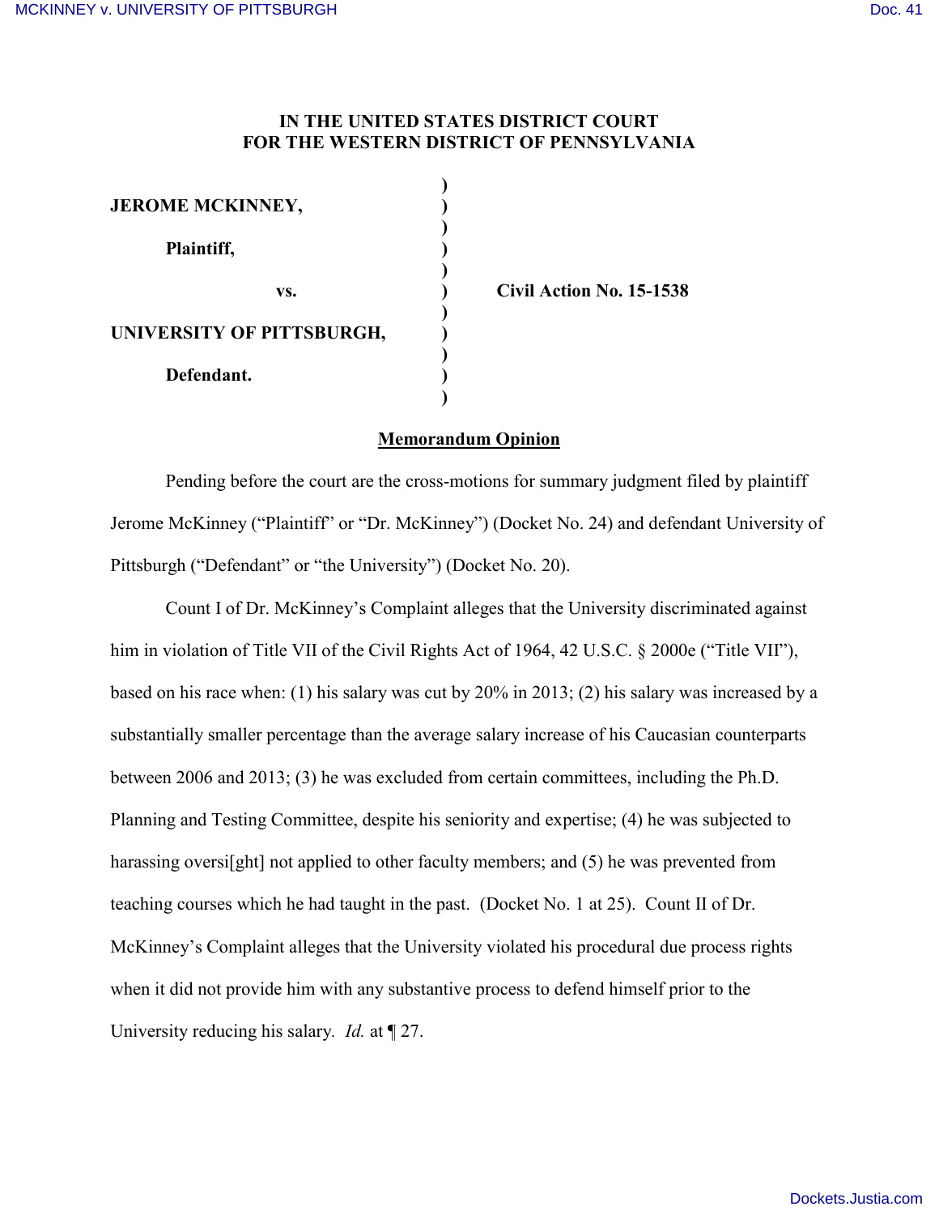**IN THE UNITED STATES DISTRICT COURT**
**FOR THE WESTERN DISTRICT OF PENNSYLVANIA**

| | | |
|---|---|---|
| **JEROME MCKINNEY,** | ) | |
| **Plaintiff,** | ) | |
| **vs.** | ) | **Civil Action No. 15-1538** |
| **UNIVERSITY OF PITTSBURGH,** | ) | |
| **Defendant.** | ) | |

**Memorandum Opinion**

Pending before the court are the cross-motions for summary judgment filed by plaintiff Jerome McKinney ("Plaintiff" or "Dr. McKinney") (Docket No. 24) and defendant University of Pittsburgh ("Defendant" or "the University") (Docket No. 20).

Count I of Dr. McKinney's Complaint alleges that the University discriminated against him in violation of Title VII of the Civil Rights Act of 1964, 42 U.S.C. § 2000e ("Title VII"), based on his race when: (1) his salary was cut by 20% in 2013; (2) his salary was increased by a substantially smaller percentage than the average salary increase of his Caucasian counterparts between 2006 and 2013; (3) he was excluded from certain committees, including the Ph.D. Planning and Testing Committee, despite his seniority and expertise; (4) he was subjected to harassing oversi[ght] not applied to other faculty members; and (5) he was prevented from teaching courses which he had taught in the past. (Docket No. 1 at 25). Count II of Dr. McKinney's Complaint alleges that the University violated his procedural due process rights when it did not provide him with any substantive process to defend himself prior to the University reducing his salary. *Id.* at ¶ 27.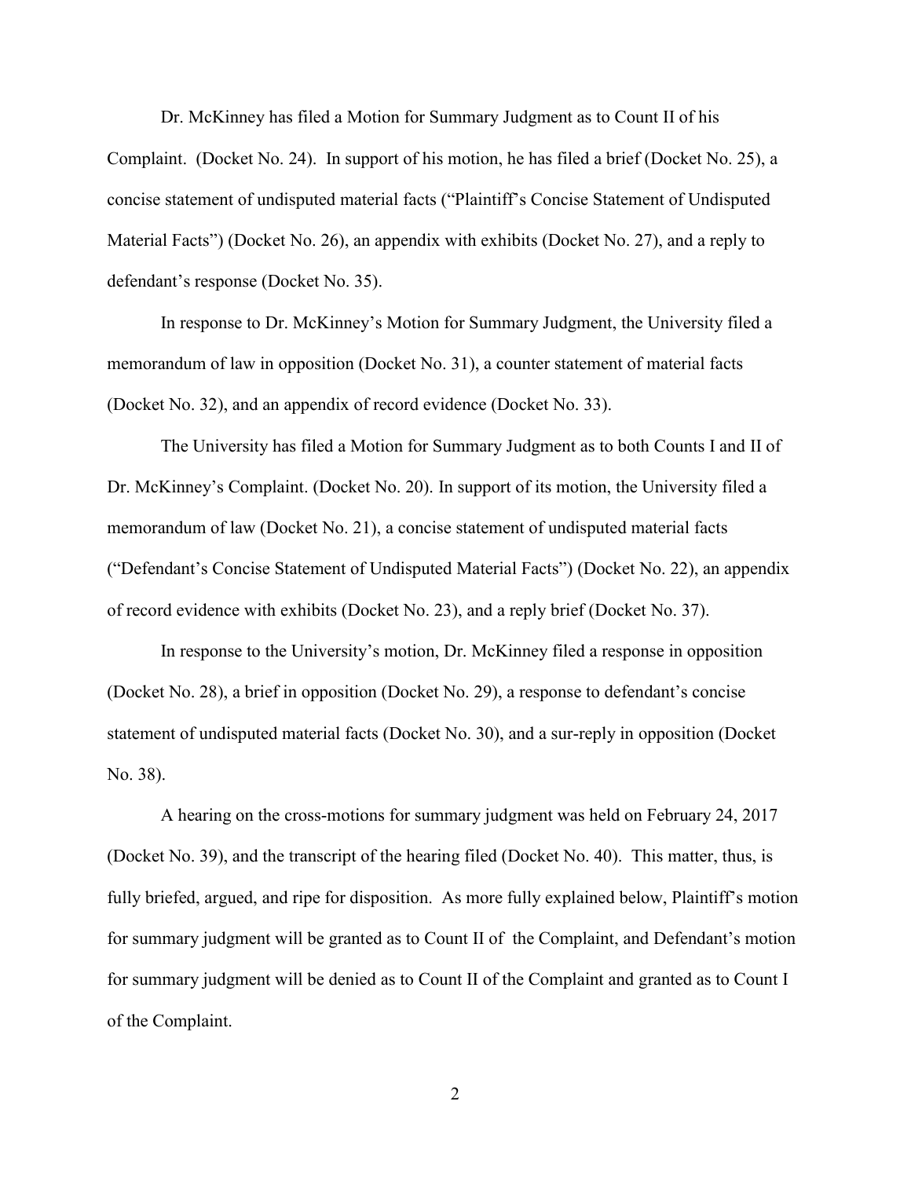Dr. McKinney has filed a Motion for Summary Judgment as to Count II of his Complaint. (Docket No. 24). In support of his motion, he has filed a brief (Docket No. 25), a concise statement of undisputed material facts ("Plaintiff's Concise Statement of Undisputed Material Facts") (Docket No. 26), an appendix with exhibits (Docket No. 27), and a reply to defendant's response (Docket No. 35).

In response to Dr. McKinney's Motion for Summary Judgment, the University filed a memorandum of law in opposition (Docket No. 31), a counter statement of material facts (Docket No. 32), and an appendix of record evidence (Docket No. 33).

The University has filed a Motion for Summary Judgment as to both Counts I and II of Dr. McKinney's Complaint. (Docket No. 20). In support of its motion, the University filed a memorandum of law (Docket No. 21), a concise statement of undisputed material facts ("Defendant's Concise Statement of Undisputed Material Facts") (Docket No. 22), an appendix of record evidence with exhibits (Docket No. 23), and a reply brief (Docket No. 37).

In response to the University's motion, Dr. McKinney filed a response in opposition (Docket No. 28), a brief in opposition (Docket No. 29), a response to defendant's concise statement of undisputed material facts (Docket No. 30), and a sur-reply in opposition (Docket No. 38).

A hearing on the cross-motions for summary judgment was held on February 24, 2017 (Docket No. 39), and the transcript of the hearing filed (Docket No. 40). This matter, thus, is fully briefed, argued, and ripe for disposition. As more fully explained below, Plaintiff's motion for summary judgment will be granted as to Count II of the Complaint, and Defendant's motion for summary judgment will be denied as to Count II of the Complaint and granted as to Count I of the Complaint.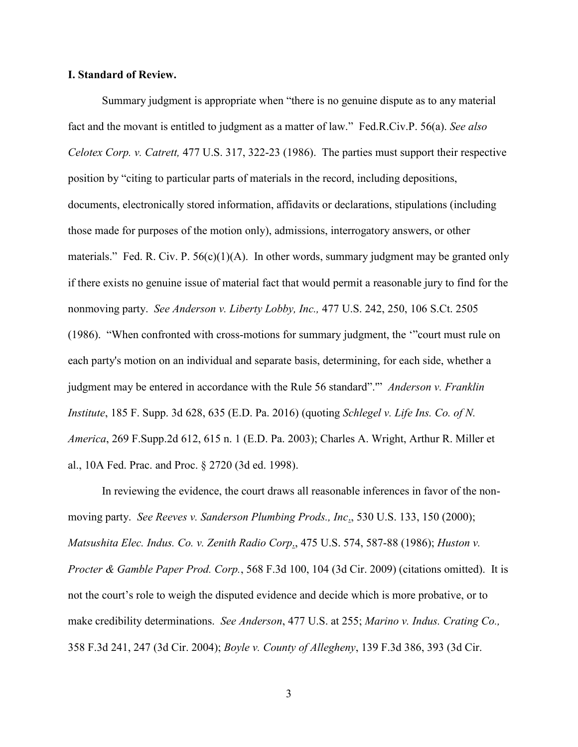**I. Standard of Review.**

Summary judgment is appropriate when "there is no genuine dispute as to any material fact and the movant is entitled to judgment as a matter of law." Fed.R.Civ.P. 56(a). *See also Celotex Corp. v. Catrett,* 477 U.S. 317, 322-23 (1986). The parties must support their respective position by "citing to particular parts of materials in the record, including depositions, documents, electronically stored information, affidavits or declarations, stipulations (including those made for purposes of the motion only), admissions, interrogatory answers, or other materials." Fed. R. Civ. P. 56(c)(1)(A). In other words, summary judgment may be granted only if there exists no genuine issue of material fact that would permit a reasonable jury to find for the nonmoving party. *See Anderson v. Liberty Lobby, Inc.,* 477 U.S. 242, 250, 106 S.Ct. 2505 (1986). "When confronted with cross-motions for summary judgment, the '"court must rule on each party's motion on an individual and separate basis, determining, for each side, whether a judgment may be entered in accordance with the Rule 56 standard".'" *Anderson v. Franklin Institute*, 185 F. Supp. 3d 628, 635 (E.D. Pa. 2016) (quoting *Schlegel v. Life Ins. Co. of N. America*, 269 F.Supp.2d 612, 615 n. 1 (E.D. Pa. 2003); Charles A. Wright, Arthur R. Miller et al., 10A Fed. Prac. and Proc. § 2720 (3d ed. 1998).

In reviewing the evidence, the court draws all reasonable inferences in favor of the non-moving party. *See Reeves v. Sanderson Plumbing Prods., Inc*., 530 U.S. 133, 150 (2000); *Matsushita Elec. Indus. Co. v. Zenith Radio Corp*., 475 U.S. 574, 587-88 (1986); *Huston v. Procter & Gamble Paper Prod. Corp.*, 568 F.3d 100, 104 (3d Cir. 2009) (citations omitted). It is not the court's role to weigh the disputed evidence and decide which is more probative, or to make credibility determinations. *See Anderson*, 477 U.S. at 255; *Marino v. Indus. Crating Co.,* 358 F.3d 241, 247 (3d Cir. 2004); *Boyle v. County of Allegheny*, 139 F.3d 386, 393 (3d Cir.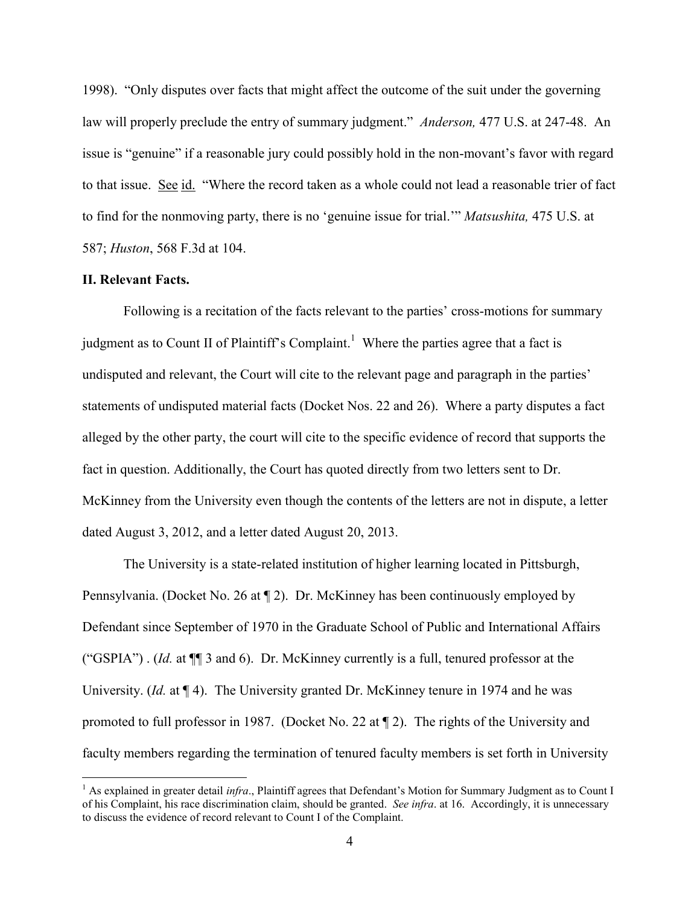1998). "Only disputes over facts that might affect the outcome of the suit under the governing law will properly preclude the entry of summary judgment." *Anderson,* 477 U.S. at 247-48. An issue is "genuine" if a reasonable jury could possibly hold in the non-movant's favor with regard to that issue. See id. "Where the record taken as a whole could not lead a reasonable trier of fact to find for the nonmoving party, there is no 'genuine issue for trial.'" *Matsushita,* 475 U.S. at 587; *Huston*, 568 F.3d at 104.

**II. Relevant Facts.**

Following is a recitation of the facts relevant to the parties' cross-motions for summary judgment as to Count II of Plaintiff's Complaint.[1] Where the parties agree that a fact is undisputed and relevant, the Court will cite to the relevant page and paragraph in the parties' statements of undisputed material facts (Docket Nos. 22 and 26). Where a party disputes a fact alleged by the other party, the court will cite to the specific evidence of record that supports the fact in question. Additionally, the Court has quoted directly from two letters sent to Dr. McKinney from the University even though the contents of the letters are not in dispute, a letter dated August 3, 2012, and a letter dated August 20, 2013.

The University is a state-related institution of higher learning located in Pittsburgh, Pennsylvania. (Docket No. 26 at ¶ 2). Dr. McKinney has been continuously employed by Defendant since September of 1970 in the Graduate School of Public and International Affairs ("GSPIA") . (*Id.* at ¶¶ 3 and 6). Dr. McKinney currently is a full, tenured professor at the University. (*Id.* at ¶ 4). The University granted Dr. McKinney tenure in 1974 and he was promoted to full professor in 1987. (Docket No. 22 at ¶ 2). The rights of the University and faculty members regarding the termination of tenured faculty members is set forth in University

[1] As explained in greater detail *infra*., Plaintiff agrees that Defendant's Motion for Summary Judgment as to Count I of his Complaint, his race discrimination claim, should be granted. *See infra*. at 16. Accordingly, it is unnecessary to discuss the evidence of record relevant to Count I of the Complaint.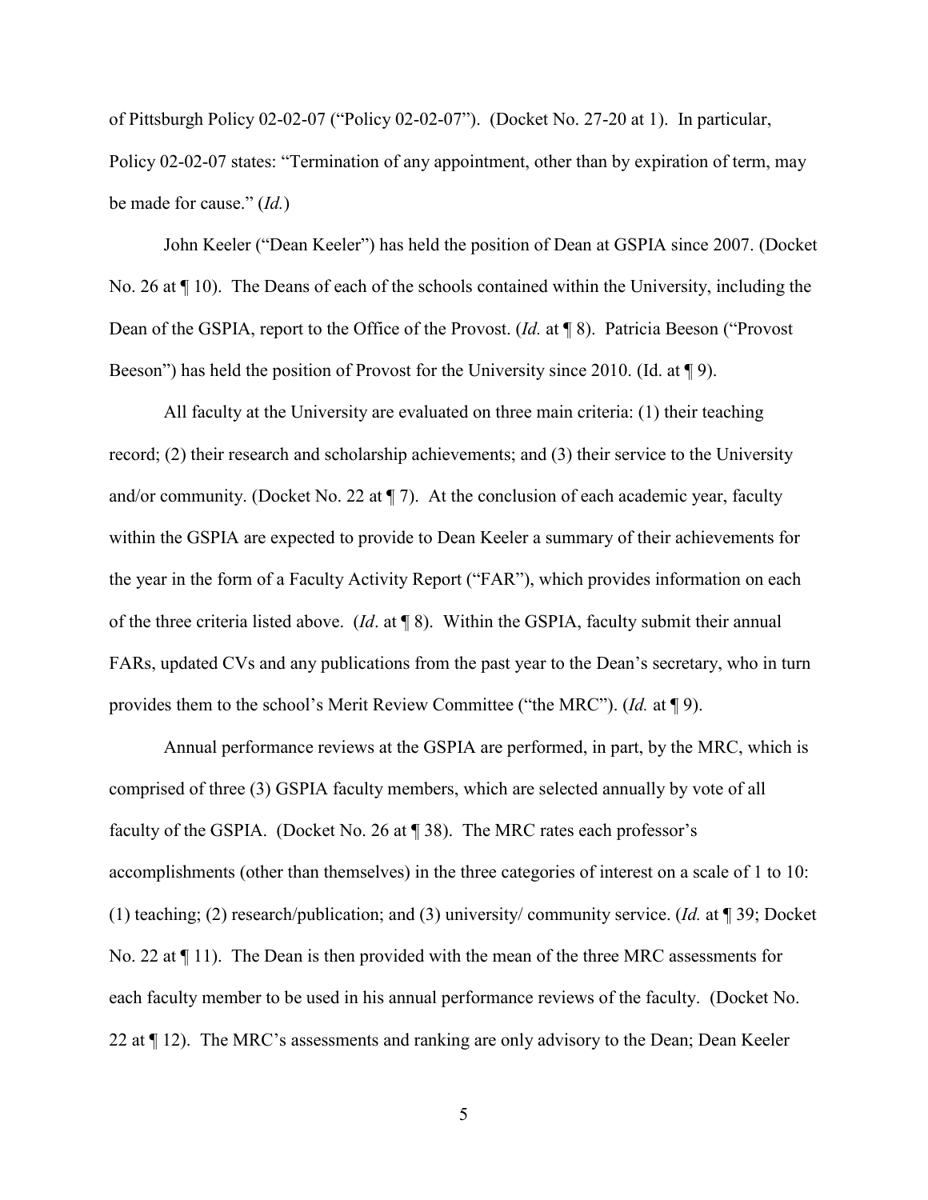of Pittsburgh Policy 02-02-07 ("Policy 02-02-07"). (Docket No. 27-20 at 1). In particular, Policy 02-02-07 states: "Termination of any appointment, other than by expiration of term, may be made for cause." (*Id.*)

John Keeler ("Dean Keeler") has held the position of Dean at GSPIA since 2007. (Docket No. 26 at ¶ 10). The Deans of each of the schools contained within the University, including the Dean of the GSPIA, report to the Office of the Provost. (*Id.* at ¶ 8). Patricia Beeson ("Provost Beeson") has held the position of Provost for the University since 2010. (Id. at ¶ 9).

All faculty at the University are evaluated on three main criteria: (1) their teaching record; (2) their research and scholarship achievements; and (3) their service to the University and/or community. (Docket No. 22 at ¶ 7). At the conclusion of each academic year, faculty within the GSPIA are expected to provide to Dean Keeler a summary of their achievements for the year in the form of a Faculty Activity Report ("FAR"), which provides information on each of the three criteria listed above. (*Id*. at ¶ 8). Within the GSPIA, faculty submit their annual FARs, updated CVs and any publications from the past year to the Dean's secretary, who in turn provides them to the school's Merit Review Committee ("the MRC"). (*Id.* at ¶ 9).

Annual performance reviews at the GSPIA are performed, in part, by the MRC, which is comprised of three (3) GSPIA faculty members, which are selected annually by vote of all faculty of the GSPIA. (Docket No. 26 at ¶ 38). The MRC rates each professor's accomplishments (other than themselves) in the three categories of interest on a scale of 1 to 10: (1) teaching; (2) research/publication; and (3) university/ community service. (*Id.* at ¶ 39; Docket No. 22 at ¶ 11). The Dean is then provided with the mean of the three MRC assessments for each faculty member to be used in his annual performance reviews of the faculty. (Docket No. 22 at ¶ 12). The MRC's assessments and ranking are only advisory to the Dean; Dean Keeler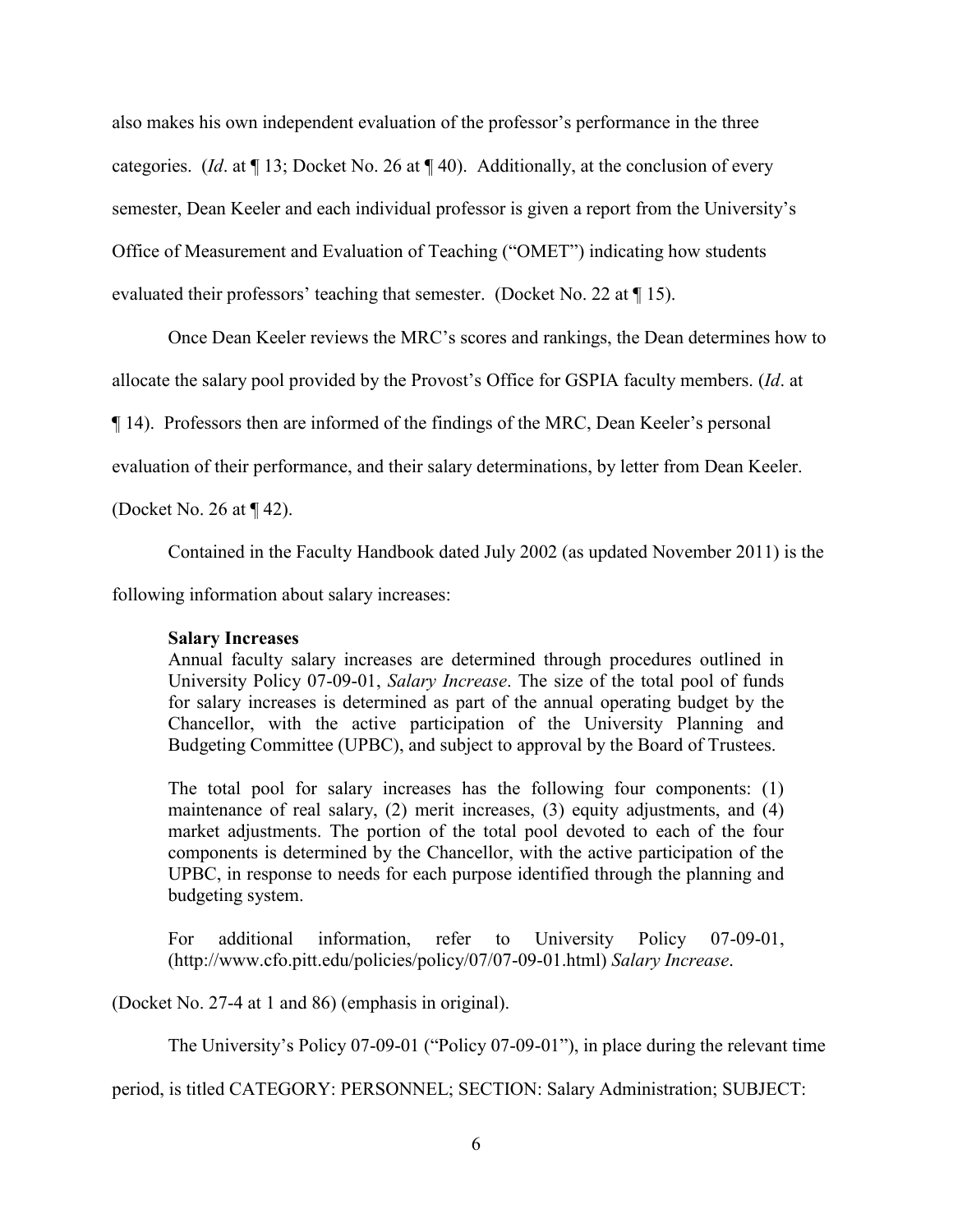also makes his own independent evaluation of the professor's performance in the three categories. (*Id*. at ¶ 13; Docket No. 26 at ¶ 40). Additionally, at the conclusion of every semester, Dean Keeler and each individual professor is given a report from the University's Office of Measurement and Evaluation of Teaching ("OMET") indicating how students evaluated their professors' teaching that semester. (Docket No. 22 at ¶ 15).

Once Dean Keeler reviews the MRC's scores and rankings, the Dean determines how to allocate the salary pool provided by the Provost's Office for GSPIA faculty members. (*Id*. at ¶ 14). Professors then are informed of the findings of the MRC, Dean Keeler's personal evaluation of their performance, and their salary determinations, by letter from Dean Keeler. (Docket No. 26 at ¶ 42).

Contained in the Faculty Handbook dated July 2002 (as updated November 2011) is the following information about salary increases:

> **Salary Increases**
> Annual faculty salary increases are determined through procedures outlined in University Policy 07-09-01, *Salary Increase*. The size of the total pool of funds for salary increases is determined as part of the annual operating budget by the Chancellor, with the active participation of the University Planning and Budgeting Committee (UPBC), and subject to approval by the Board of Trustees.
>
> The total pool for salary increases has the following four components: (1) maintenance of real salary, (2) merit increases, (3) equity adjustments, and (4) market adjustments. The portion of the total pool devoted to each of the four components is determined by the Chancellor, with the active participation of the UPBC, in response to needs for each purpose identified through the planning and budgeting system.
>
> For additional information, refer to University Policy 07-09-01, (http://www.cfo.pitt.edu/policies/policy/07/07-09-01.html) *Salary Increase*.

(Docket No. 27-4 at 1 and 86) (emphasis in original).

The University's Policy 07-09-01 ("Policy 07-09-01"), in place during the relevant time period, is titled CATEGORY: PERSONNEL; SECTION: Salary Administration; SUBJECT: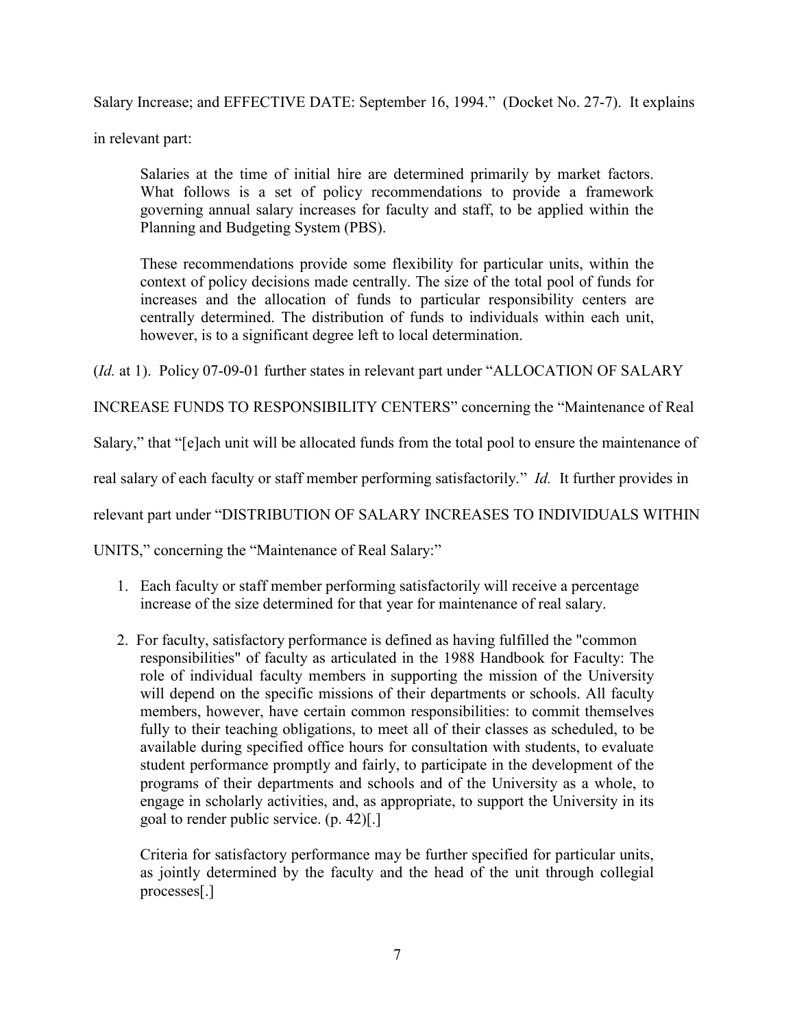Salary Increase; and EFFECTIVE DATE: September 16, 1994." (Docket No. 27-7). It explains in relevant part:

> Salaries at the time of initial hire are determined primarily by market factors. What follows is a set of policy recommendations to provide a framework governing annual salary increases for faculty and staff, to be applied within the Planning and Budgeting System (PBS).
>
> These recommendations provide some flexibility for particular units, within the context of policy decisions made centrally. The size of the total pool of funds for increases and the allocation of funds to particular responsibility centers are centrally determined. The distribution of funds to individuals within each unit, however, is to a significant degree left to local determination.

(*Id.* at 1). Policy 07-09-01 further states in relevant part under "ALLOCATION OF SALARY INCREASE FUNDS TO RESPONSIBILITY CENTERS" concerning the "Maintenance of Real Salary," that "[e]ach unit will be allocated funds from the total pool to ensure the maintenance of real salary of each faculty or staff member performing satisfactorily." *Id.* It further provides in relevant part under "DISTRIBUTION OF SALARY INCREASES TO INDIVIDUALS WITHIN UNITS," concerning the "Maintenance of Real Salary:"

> 1. Each faculty or staff member performing satisfactorily will receive a percentage increase of the size determined for that year for maintenance of real salary.
>
> 2. For faculty, satisfactory performance is defined as having fulfilled the "common responsibilities" of faculty as articulated in the 1988 Handbook for Faculty: The role of individual faculty members in supporting the mission of the University will depend on the specific missions of their departments or schools. All faculty members, however, have certain common responsibilities: to commit themselves fully to their teaching obligations, to meet all of their classes as scheduled, to be available during specified office hours for consultation with students, to evaluate student performance promptly and fairly, to participate in the development of the programs of their departments and schools and of the University as a whole, to engage in scholarly activities, and, as appropriate, to support the University in its goal to render public service. (p. 42)[.]
>
> Criteria for satisfactory performance may be further specified for particular units, as jointly determined by the faculty and the head of the unit through collegial processes[.]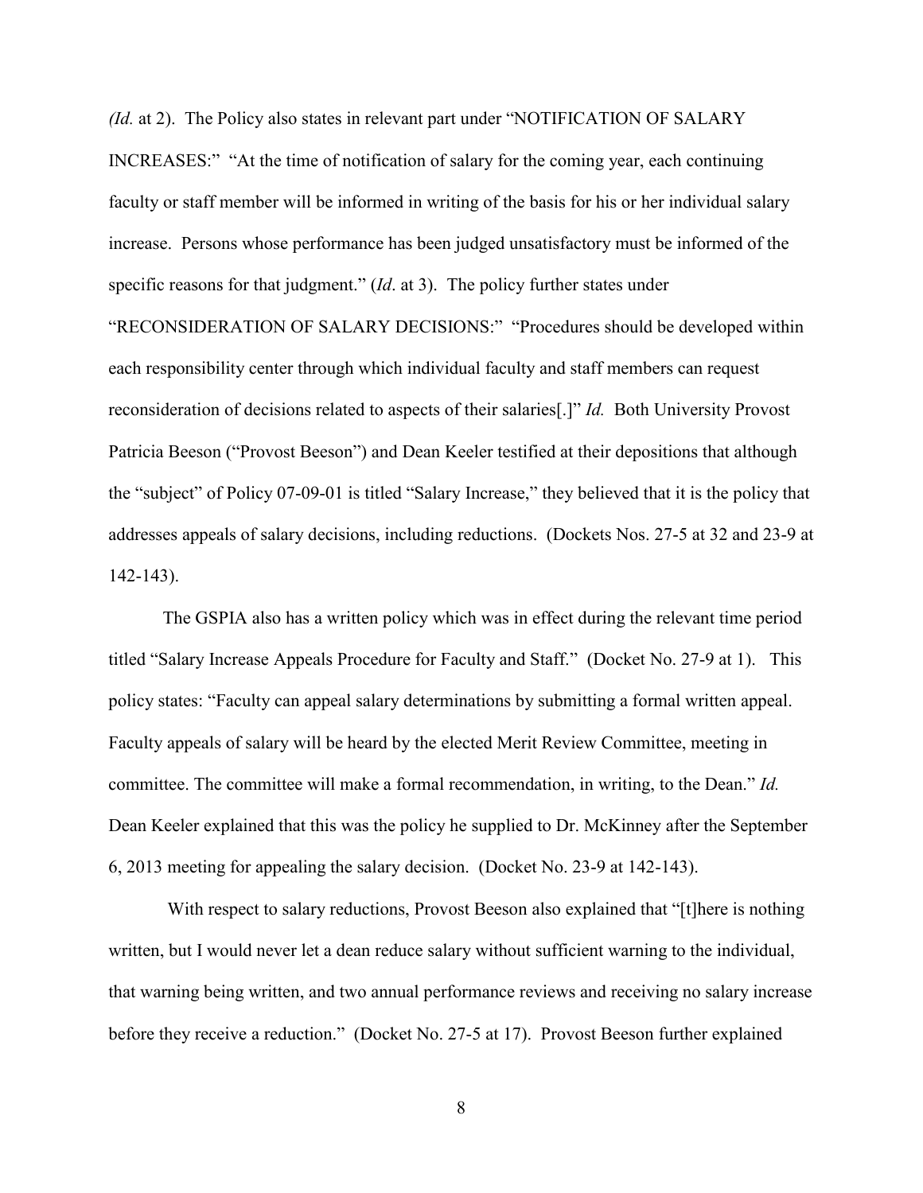*(Id.* at 2). The Policy also states in relevant part under "NOTIFICATION OF SALARY INCREASES:" "At the time of notification of salary for the coming year, each continuing faculty or staff member will be informed in writing of the basis for his or her individual salary increase. Persons whose performance has been judged unsatisfactory must be informed of the specific reasons for that judgment." (*Id*. at 3). The policy further states under "RECONSIDERATION OF SALARY DECISIONS:" "Procedures should be developed within each responsibility center through which individual faculty and staff members can request reconsideration of decisions related to aspects of their salaries[.]" *Id.* Both University Provost Patricia Beeson ("Provost Beeson") and Dean Keeler testified at their depositions that although the "subject" of Policy 07-09-01 is titled "Salary Increase," they believed that it is the policy that addresses appeals of salary decisions, including reductions. (Dockets Nos. 27-5 at 32 and 23-9 at 142-143).

The GSPIA also has a written policy which was in effect during the relevant time period titled "Salary Increase Appeals Procedure for Faculty and Staff." (Docket No. 27-9 at 1). This policy states: "Faculty can appeal salary determinations by submitting a formal written appeal. Faculty appeals of salary will be heard by the elected Merit Review Committee, meeting in committee. The committee will make a formal recommendation, in writing, to the Dean." *Id.* Dean Keeler explained that this was the policy he supplied to Dr. McKinney after the September 6, 2013 meeting for appealing the salary decision. (Docket No. 23-9 at 142-143).

With respect to salary reductions, Provost Beeson also explained that "[t]here is nothing written, but I would never let a dean reduce salary without sufficient warning to the individual, that warning being written, and two annual performance reviews and receiving no salary increase before they receive a reduction." (Docket No. 27-5 at 17). Provost Beeson further explained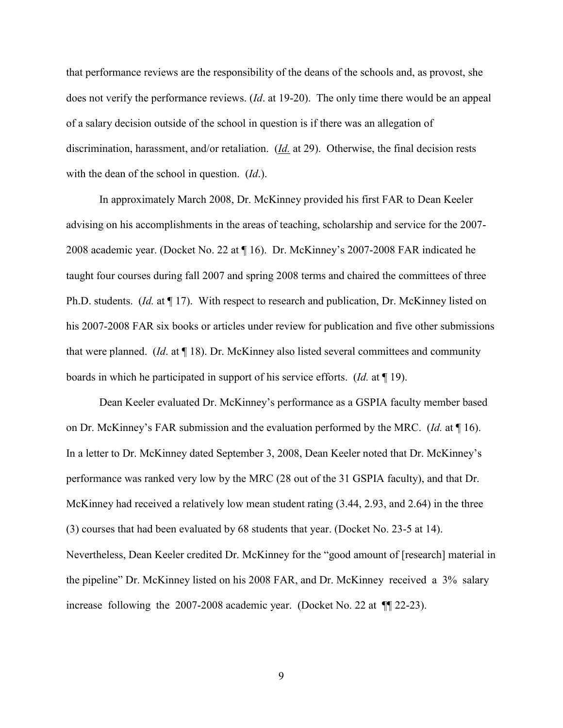that performance reviews are the responsibility of the deans of the schools and, as provost, she does not verify the performance reviews. (*Id*. at 19-20). The only time there would be an appeal of a salary decision outside of the school in question is if there was an allegation of discrimination, harassment, and/or retaliation. (*Id.* at 29). Otherwise, the final decision rests with the dean of the school in question. (*Id*.).

In approximately March 2008, Dr. McKinney provided his first FAR to Dean Keeler advising on his accomplishments in the areas of teaching, scholarship and service for the 2007-2008 academic year. (Docket No. 22 at ¶ 16). Dr. McKinney's 2007-2008 FAR indicated he taught four courses during fall 2007 and spring 2008 terms and chaired the committees of three Ph.D. students. (*Id.* at ¶ 17). With respect to research and publication, Dr. McKinney listed on his 2007-2008 FAR six books or articles under review for publication and five other submissions that were planned. (*Id*. at ¶ 18). Dr. McKinney also listed several committees and community boards in which he participated in support of his service efforts. (*Id.* at ¶ 19).

Dean Keeler evaluated Dr. McKinney's performance as a GSPIA faculty member based on Dr. McKinney's FAR submission and the evaluation performed by the MRC. (*Id.* at ¶ 16). In a letter to Dr. McKinney dated September 3, 2008, Dean Keeler noted that Dr. McKinney's performance was ranked very low by the MRC (28 out of the 31 GSPIA faculty), and that Dr. McKinney had received a relatively low mean student rating (3.44, 2.93, and 2.64) in the three (3) courses that had been evaluated by 68 students that year. (Docket No. 23-5 at 14). Nevertheless, Dean Keeler credited Dr. McKinney for the "good amount of [research] material in the pipeline" Dr. McKinney listed on his 2008 FAR, and Dr. McKinney received a 3% salary increase following the 2007-2008 academic year. (Docket No. 22 at ¶¶ 22-23).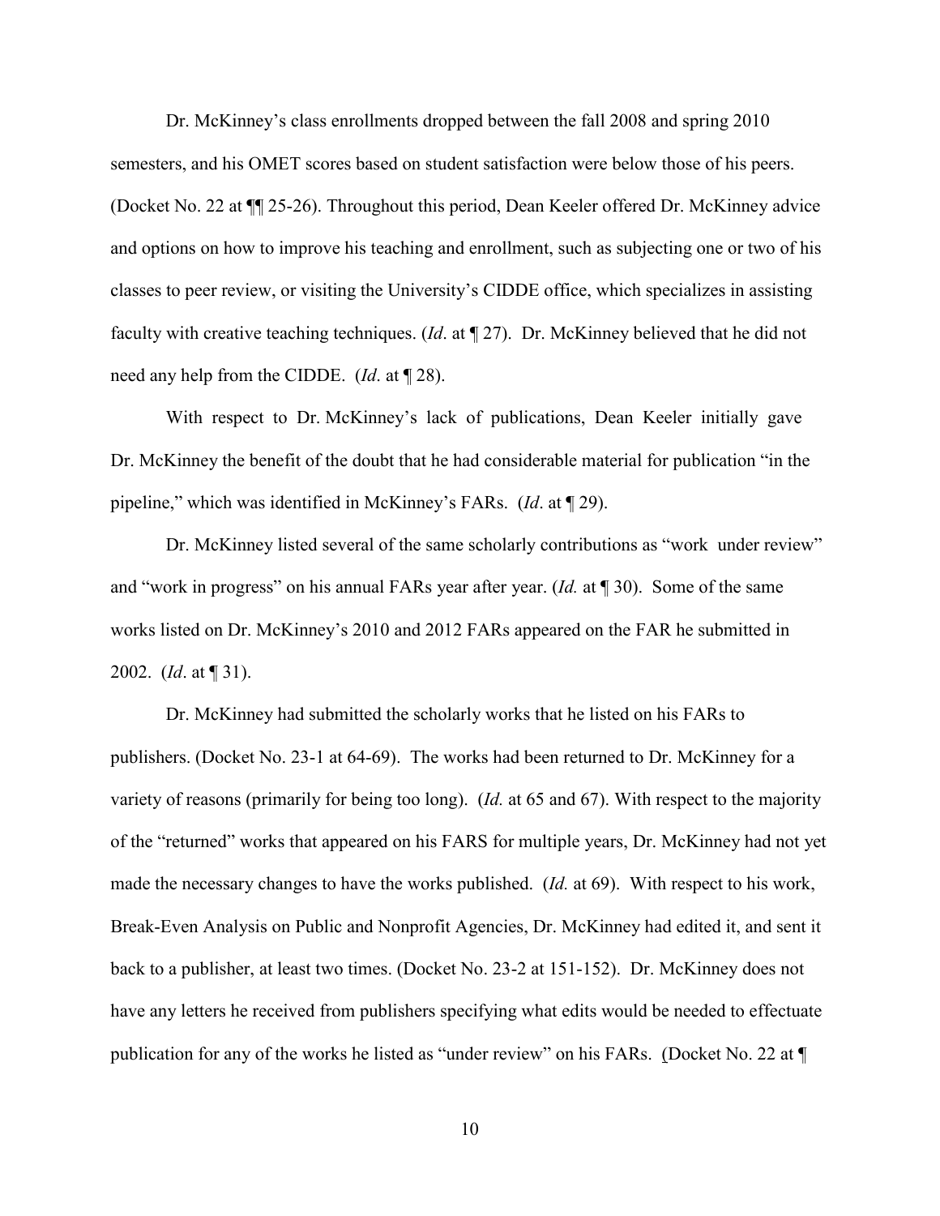Dr. McKinney's class enrollments dropped between the fall 2008 and spring 2010 semesters, and his OMET scores based on student satisfaction were below those of his peers. (Docket No. 22 at ¶¶ 25-26). Throughout this period, Dean Keeler offered Dr. McKinney advice and options on how to improve his teaching and enrollment, such as subjecting one or two of his classes to peer review, or visiting the University's CIDDE office, which specializes in assisting faculty with creative teaching techniques. (*Id*. at ¶ 27). Dr. McKinney believed that he did not need any help from the CIDDE. (*Id*. at ¶ 28).

With respect to Dr. McKinney's lack of publications, Dean Keeler initially gave Dr. McKinney the benefit of the doubt that he had considerable material for publication "in the pipeline," which was identified in McKinney's FARs. (*Id*. at ¶ 29).

Dr. McKinney listed several of the same scholarly contributions as "work under review" and "work in progress" on his annual FARs year after year. (*Id.* at ¶ 30). Some of the same works listed on Dr. McKinney's 2010 and 2012 FARs appeared on the FAR he submitted in 2002. (*Id*. at ¶ 31).

Dr. McKinney had submitted the scholarly works that he listed on his FARs to publishers. (Docket No. 23-1 at 64-69). The works had been returned to Dr. McKinney for a variety of reasons (primarily for being too long). (*Id.* at 65 and 67). With respect to the majority of the "returned" works that appeared on his FARS for multiple years, Dr. McKinney had not yet made the necessary changes to have the works published. (*Id.* at 69). With respect to his work, Break-Even Analysis on Public and Nonprofit Agencies, Dr. McKinney had edited it, and sent it back to a publisher, at least two times. (Docket No. 23-2 at 151-152). Dr. McKinney does not have any letters he received from publishers specifying what edits would be needed to effectuate publication for any of the works he listed as "under review" on his FARs. (Docket No. 22 at ¶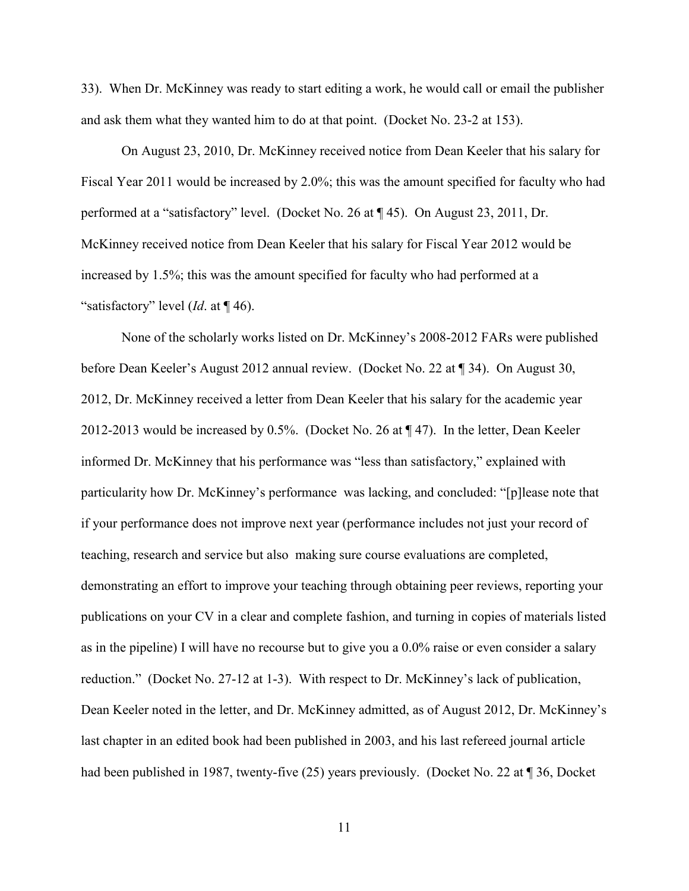33). When Dr. McKinney was ready to start editing a work, he would call or email the publisher and ask them what they wanted him to do at that point. (Docket No. 23-2 at 153).

On August 23, 2010, Dr. McKinney received notice from Dean Keeler that his salary for Fiscal Year 2011 would be increased by 2.0%; this was the amount specified for faculty who had performed at a "satisfactory" level. (Docket No. 26 at ¶ 45). On August 23, 2011, Dr. McKinney received notice from Dean Keeler that his salary for Fiscal Year 2012 would be increased by 1.5%; this was the amount specified for faculty who had performed at a "satisfactory" level (*Id*. at ¶ 46).

None of the scholarly works listed on Dr. McKinney's 2008-2012 FARs were published before Dean Keeler's August 2012 annual review. (Docket No. 22 at ¶ 34). On August 30, 2012, Dr. McKinney received a letter from Dean Keeler that his salary for the academic year 2012-2013 would be increased by 0.5%. (Docket No. 26 at ¶ 47). In the letter, Dean Keeler informed Dr. McKinney that his performance was "less than satisfactory," explained with particularity how Dr. McKinney's performance was lacking, and concluded: "[p]lease note that if your performance does not improve next year (performance includes not just your record of teaching, research and service but also making sure course evaluations are completed, demonstrating an effort to improve your teaching through obtaining peer reviews, reporting your publications on your CV in a clear and complete fashion, and turning in copies of materials listed as in the pipeline) I will have no recourse but to give you a 0.0% raise or even consider a salary reduction." (Docket No. 27-12 at 1-3). With respect to Dr. McKinney's lack of publication, Dean Keeler noted in the letter, and Dr. McKinney admitted, as of August 2012, Dr. McKinney's last chapter in an edited book had been published in 2003, and his last refereed journal article had been published in 1987, twenty-five (25) years previously. (Docket No. 22 at ¶ 36, Docket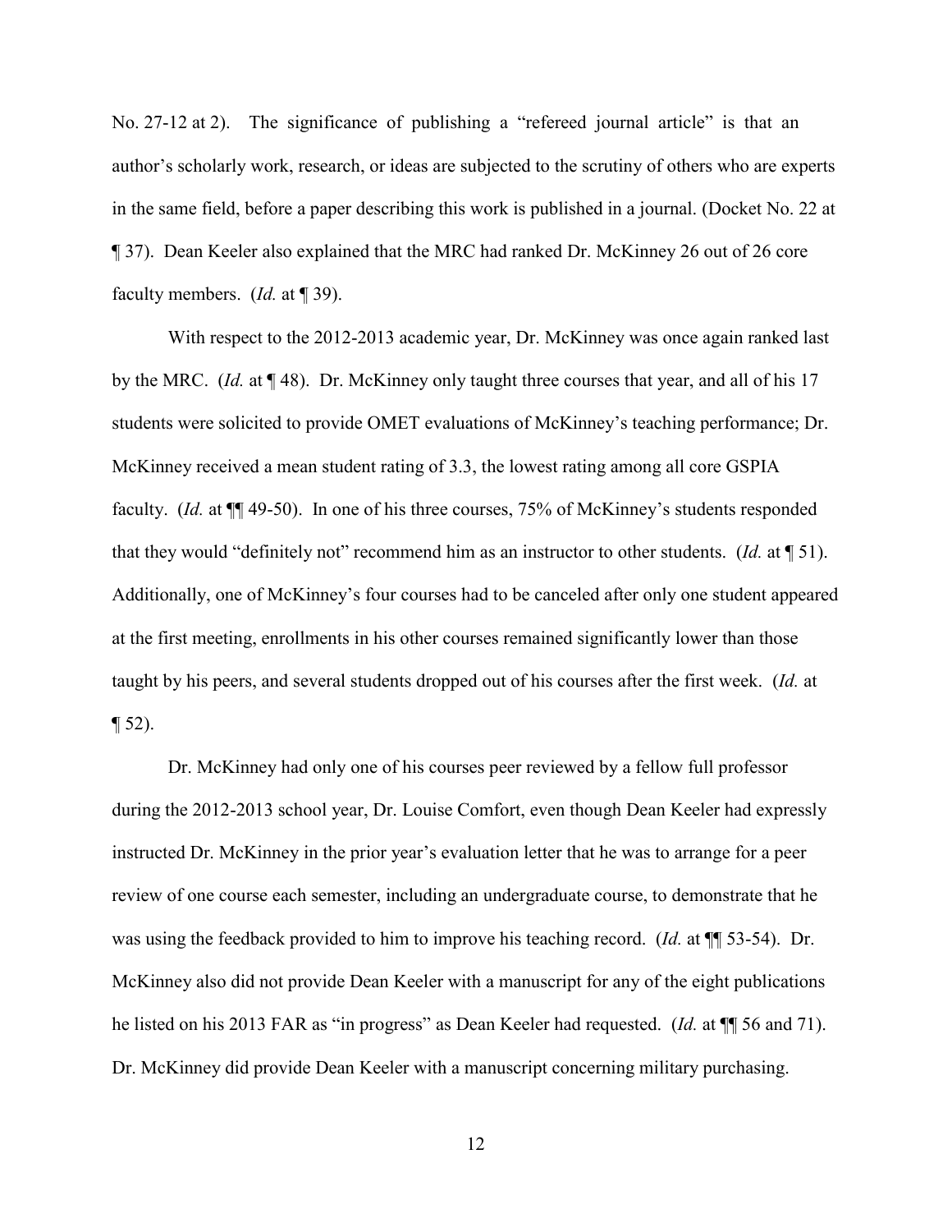No. 27-12 at 2). The significance of publishing a "refereed journal article" is that an author's scholarly work, research, or ideas are subjected to the scrutiny of others who are experts in the same field, before a paper describing this work is published in a journal. (Docket No. 22 at ¶ 37). Dean Keeler also explained that the MRC had ranked Dr. McKinney 26 out of 26 core faculty members. (*Id.* at ¶ 39).

With respect to the 2012-2013 academic year, Dr. McKinney was once again ranked last by the MRC. (*Id.* at ¶ 48). Dr. McKinney only taught three courses that year, and all of his 17 students were solicited to provide OMET evaluations of McKinney's teaching performance; Dr. McKinney received a mean student rating of 3.3, the lowest rating among all core GSPIA faculty. (*Id.* at ¶¶ 49-50). In one of his three courses, 75% of McKinney's students responded that they would "definitely not" recommend him as an instructor to other students. (*Id.* at ¶ 51). Additionally, one of McKinney's four courses had to be canceled after only one student appeared at the first meeting, enrollments in his other courses remained significantly lower than those taught by his peers, and several students dropped out of his courses after the first week. (*Id.* at ¶ 52).

Dr. McKinney had only one of his courses peer reviewed by a fellow full professor during the 2012-2013 school year, Dr. Louise Comfort, even though Dean Keeler had expressly instructed Dr. McKinney in the prior year's evaluation letter that he was to arrange for a peer review of one course each semester, including an undergraduate course, to demonstrate that he was using the feedback provided to him to improve his teaching record. (*Id.* at ¶¶ 53-54). Dr. McKinney also did not provide Dean Keeler with a manuscript for any of the eight publications he listed on his 2013 FAR as "in progress" as Dean Keeler had requested. (*Id.* at ¶¶ 56 and 71). Dr. McKinney did provide Dean Keeler with a manuscript concerning military purchasing.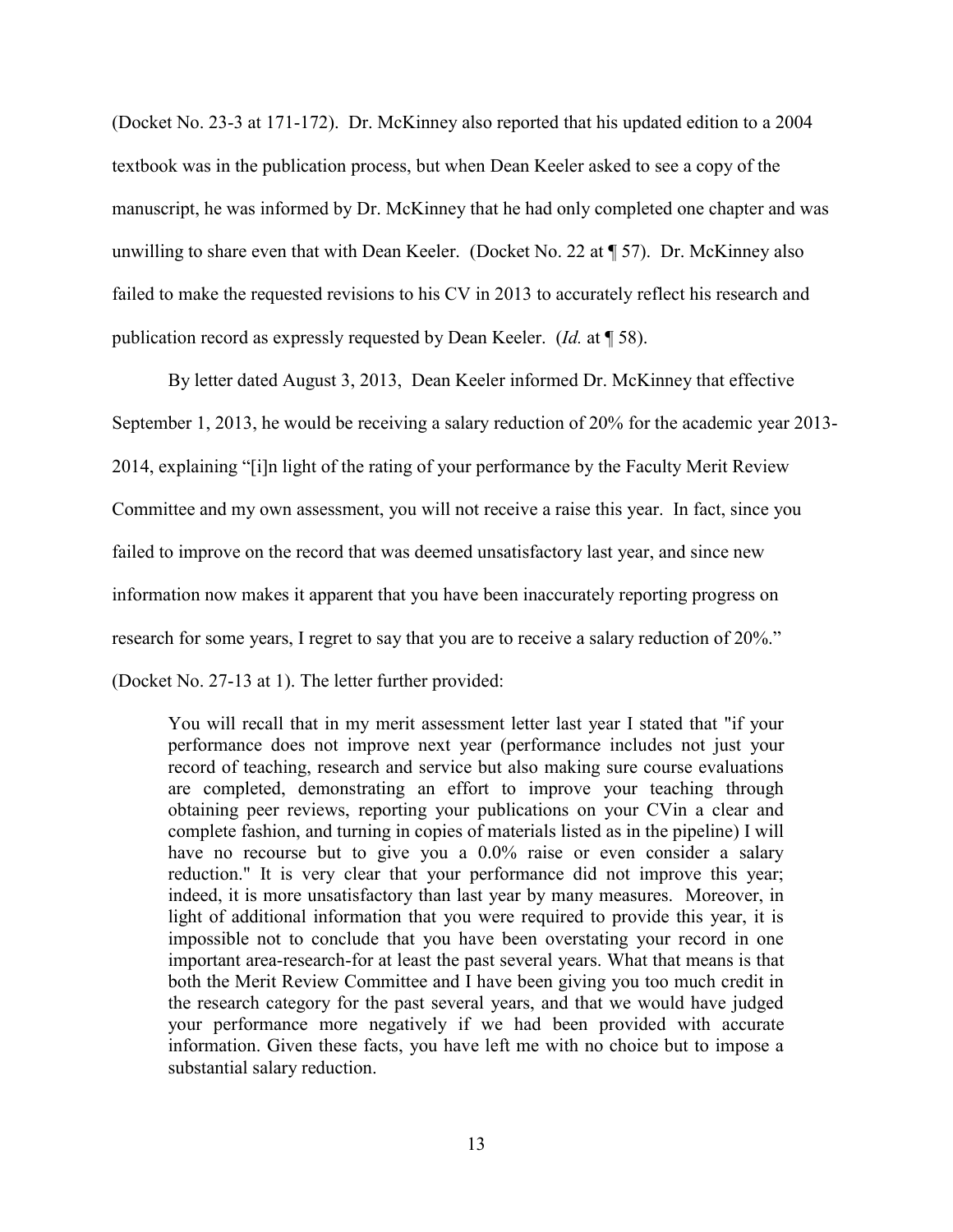(Docket No. 23-3 at 171-172). Dr. McKinney also reported that his updated edition to a 2004 textbook was in the publication process, but when Dean Keeler asked to see a copy of the manuscript, he was informed by Dr. McKinney that he had only completed one chapter and was unwilling to share even that with Dean Keeler. (Docket No. 22 at ¶ 57). Dr. McKinney also failed to make the requested revisions to his CV in 2013 to accurately reflect his research and publication record as expressly requested by Dean Keeler. (*Id.* at ¶ 58).

By letter dated August 3, 2013, Dean Keeler informed Dr. McKinney that effective September 1, 2013, he would be receiving a salary reduction of 20% for the academic year 2013-2014, explaining "[i]n light of the rating of your performance by the Faculty Merit Review Committee and my own assessment, you will not receive a raise this year. In fact, since you failed to improve on the record that was deemed unsatisfactory last year, and since new information now makes it apparent that you have been inaccurately reporting progress on research for some years, I regret to say that you are to receive a salary reduction of 20%." (Docket No. 27-13 at 1). The letter further provided:

> You will recall that in my merit assessment letter last year I stated that "if your performance does not improve next year (performance includes not just your record of teaching, research and service but also making sure course evaluations are completed, demonstrating an effort to improve your teaching through obtaining peer reviews, reporting your publications on your CVin a clear and complete fashion, and turning in copies of materials listed as in the pipeline) I will have no recourse but to give you a 0.0% raise or even consider a salary reduction." It is very clear that your performance did not improve this year; indeed, it is more unsatisfactory than last year by many measures. Moreover, in light of additional information that you were required to provide this year, it is impossible not to conclude that you have been overstating your record in one important area-research-for at least the past several years. What that means is that both the Merit Review Committee and I have been giving you too much credit in the research category for the past several years, and that we would have judged your performance more negatively if we had been provided with accurate information. Given these facts, you have left me with no choice but to impose a substantial salary reduction.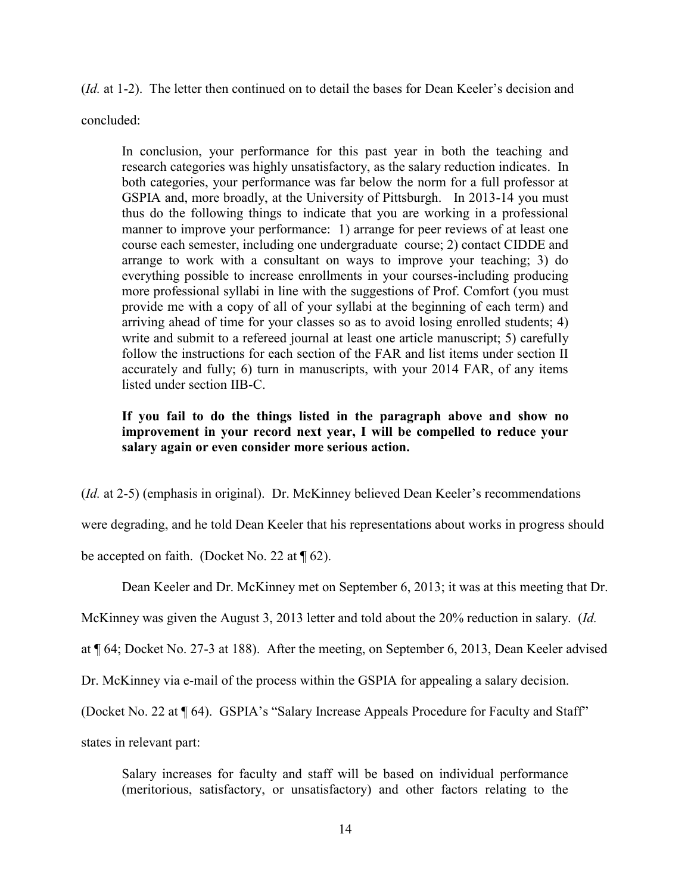(*Id.* at 1-2). The letter then continued on to detail the bases for Dean Keeler's decision and concluded:

> In conclusion, your performance for this past year in both the teaching and research categories was highly unsatisfactory, as the salary reduction indicates. In both categories, your performance was far below the norm for a full professor at GSPIA and, more broadly, at the University of Pittsburgh. In 2013-14 you must thus do the following things to indicate that you are working in a professional manner to improve your performance: 1) arrange for peer reviews of at least one course each semester, including one undergraduate course; 2) contact CIDDE and arrange to work with a consultant on ways to improve your teaching; 3) do everything possible to increase enrollments in your courses-including producing more professional syllabi in line with the suggestions of Prof. Comfort (you must provide me with a copy of all of your syllabi at the beginning of each term) and arriving ahead of time for your classes so as to avoid losing enrolled students; 4) write and submit to a refereed journal at least one article manuscript; 5) carefully follow the instructions for each section of the FAR and list items under section II accurately and fully; 6) turn in manuscripts, with your 2014 FAR, of any items listed under section IIB-C.
>
> **If you fail to do the things listed in the paragraph above and show no improvement in your record next year, I will be compelled to reduce your salary again or even consider more serious action.**

(*Id.* at 2-5) (emphasis in original). Dr. McKinney believed Dean Keeler's recommendations were degrading, and he told Dean Keeler that his representations about works in progress should be accepted on faith. (Docket No. 22 at ¶ 62).

Dean Keeler and Dr. McKinney met on September 6, 2013; it was at this meeting that Dr. McKinney was given the August 3, 2013 letter and told about the 20% reduction in salary. (*Id.* at ¶ 64; Docket No. 27-3 at 188). After the meeting, on September 6, 2013, Dean Keeler advised Dr. McKinney via e-mail of the process within the GSPIA for appealing a salary decision. (Docket No. 22 at ¶ 64). GSPIA's "Salary Increase Appeals Procedure for Faculty and Staff" states in relevant part:

> Salary increases for faculty and staff will be based on individual performance (meritorious, satisfactory, or unsatisfactory) and other factors relating to the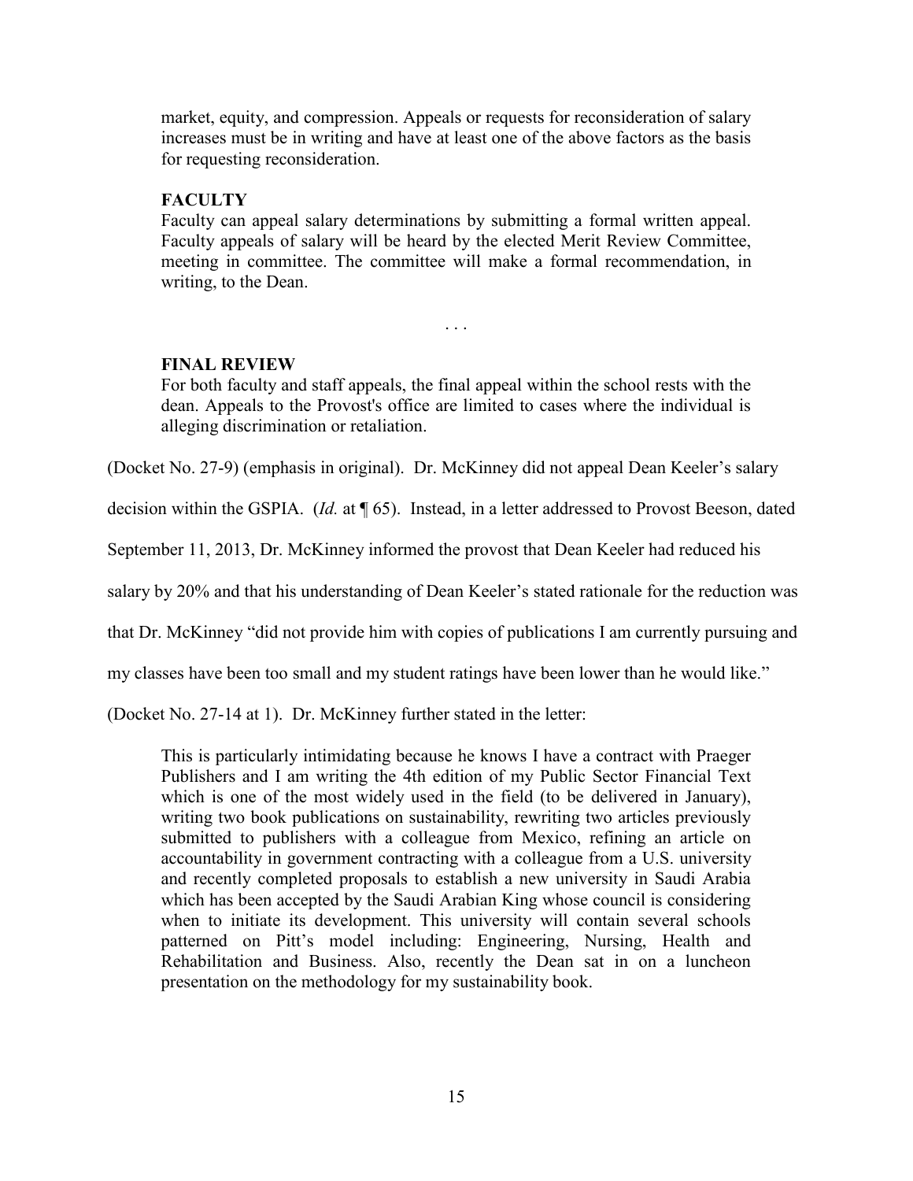> market, equity, and compression. Appeals or requests for reconsideration of salary increases must be in writing and have at least one of the above factors as the basis for requesting reconsideration.
>
> **FACULTY**
> Faculty can appeal salary determinations by submitting a formal written appeal. Faculty appeals of salary will be heard by the elected Merit Review Committee, meeting in committee. The committee will make a formal recommendation, in writing, to the Dean.
>
> . . .
>
> **FINAL REVIEW**
> For both faculty and staff appeals, the final appeal within the school rests with the dean. Appeals to the Provost's office are limited to cases where the individual is alleging discrimination or retaliation.

(Docket No. 27-9) (emphasis in original). Dr. McKinney did not appeal Dean Keeler's salary decision within the GSPIA. (*Id.* at ¶ 65). Instead, in a letter addressed to Provost Beeson, dated September 11, 2013, Dr. McKinney informed the provost that Dean Keeler had reduced his salary by 20% and that his understanding of Dean Keeler's stated rationale for the reduction was that Dr. McKinney "did not provide him with copies of publications I am currently pursuing and my classes have been too small and my student ratings have been lower than he would like." (Docket No. 27-14 at 1). Dr. McKinney further stated in the letter:

> This is particularly intimidating because he knows I have a contract with Praeger Publishers and I am writing the 4th edition of my Public Sector Financial Text which is one of the most widely used in the field (to be delivered in January), writing two book publications on sustainability, rewriting two articles previously submitted to publishers with a colleague from Mexico, refining an article on accountability in government contracting with a colleague from a U.S. university and recently completed proposals to establish a new university in Saudi Arabia which has been accepted by the Saudi Arabian King whose council is considering when to initiate its development. This university will contain several schools patterned on Pitt's model including: Engineering, Nursing, Health and Rehabilitation and Business. Also, recently the Dean sat in on a luncheon presentation on the methodology for my sustainability book.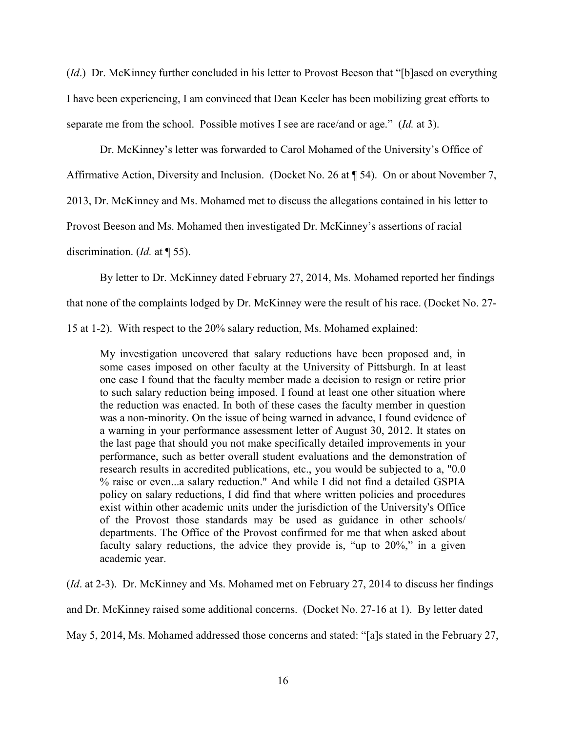(*Id*.) Dr. McKinney further concluded in his letter to Provost Beeson that "[b]ased on everything I have been experiencing, I am convinced that Dean Keeler has been mobilizing great efforts to separate me from the school. Possible motives I see are race/and or age." (*Id.* at 3).

Dr. McKinney's letter was forwarded to Carol Mohamed of the University's Office of Affirmative Action, Diversity and Inclusion. (Docket No. 26 at ¶ 54). On or about November 7, 2013, Dr. McKinney and Ms. Mohamed met to discuss the allegations contained in his letter to Provost Beeson and Ms. Mohamed then investigated Dr. McKinney's assertions of racial discrimination. (*Id.* at ¶ 55).

By letter to Dr. McKinney dated February 27, 2014, Ms. Mohamed reported her findings that none of the complaints lodged by Dr. McKinney were the result of his race. (Docket No. 27-15 at 1-2). With respect to the 20% salary reduction, Ms. Mohamed explained:

> My investigation uncovered that salary reductions have been proposed and, in some cases imposed on other faculty at the University of Pittsburgh. In at least one case I found that the faculty member made a decision to resign or retire prior to such salary reduction being imposed. I found at least one other situation where the reduction was enacted. In both of these cases the faculty member in question was a non-minority. On the issue of being warned in advance, I found evidence of a warning in your performance assessment letter of August 30, 2012. It states on the last page that should you not make specifically detailed improvements in your performance, such as better overall student evaluations and the demonstration of research results in accredited publications, etc., you would be subjected to a, "0.0 % raise or even...a salary reduction." And while I did not find a detailed GSPIA policy on salary reductions, I did find that where written policies and procedures exist within other academic units under the jurisdiction of the University's Office of the Provost those standards may be used as guidance in other schools/ departments. The Office of the Provost confirmed for me that when asked about faculty salary reductions, the advice they provide is, "up to 20%," in a given academic year.

(*Id*. at 2-3). Dr. McKinney and Ms. Mohamed met on February 27, 2014 to discuss her findings and Dr. McKinney raised some additional concerns. (Docket No. 27-16 at 1). By letter dated May 5, 2014, Ms. Mohamed addressed those concerns and stated: "[a]s stated in the February 27,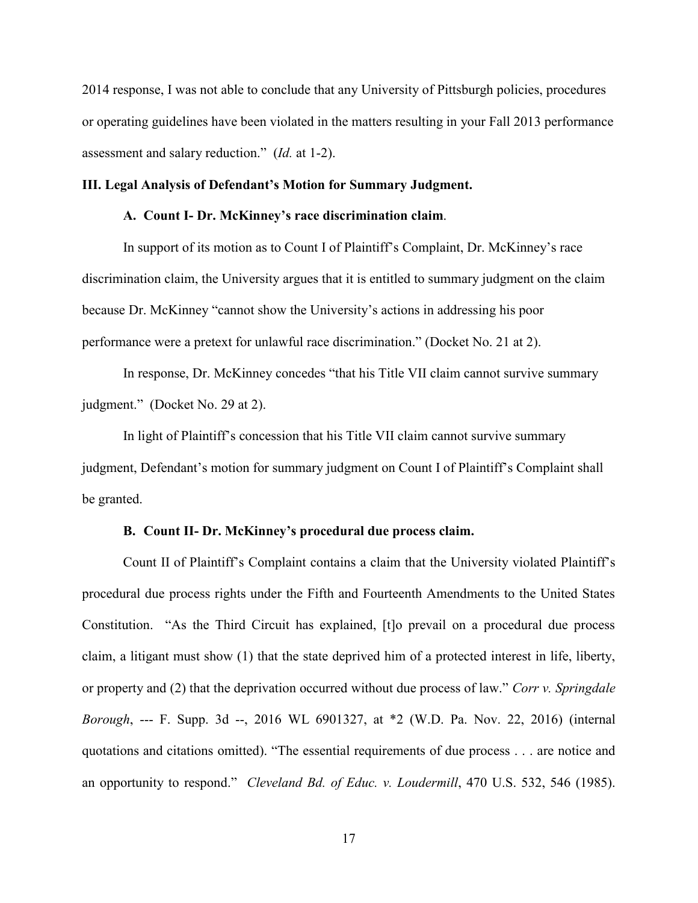2014 response, I was not able to conclude that any University of Pittsburgh policies, procedures or operating guidelines have been violated in the matters resulting in your Fall 2013 performance assessment and salary reduction." (*Id.* at 1-2).

### III. Legal Analysis of Defendant's Motion for Summary Judgment.

#### A. Count I- Dr. McKinney's race discrimination claim.

In support of its motion as to Count I of Plaintiff's Complaint, Dr. McKinney's race discrimination claim, the University argues that it is entitled to summary judgment on the claim because Dr. McKinney "cannot show the University's actions in addressing his poor performance were a pretext for unlawful race discrimination." (Docket No. 21 at 2).

In response, Dr. McKinney concedes "that his Title VII claim cannot survive summary judgment." (Docket No. 29 at 2).

In light of Plaintiff's concession that his Title VII claim cannot survive summary judgment, Defendant's motion for summary judgment on Count I of Plaintiff's Complaint shall be granted.

#### B. Count II- Dr. McKinney's procedural due process claim.

Count II of Plaintiff's Complaint contains a claim that the University violated Plaintiff's procedural due process rights under the Fifth and Fourteenth Amendments to the United States Constitution. "As the Third Circuit has explained, [t]o prevail on a procedural due process claim, a litigant must show (1) that the state deprived him of a protected interest in life, liberty, or property and (2) that the deprivation occurred without due process of law." *Corr v. Springdale Borough*, --- F. Supp. 3d --, 2016 WL 6901327, at *2 (W.D. Pa. Nov. 22, 2016) (internal quotations and citations omitted). "The essential requirements of due process . . . are notice and an opportunity to respond." *Cleveland Bd. of Educ. v. Loudermill*, 470 U.S. 532, 546 (1985).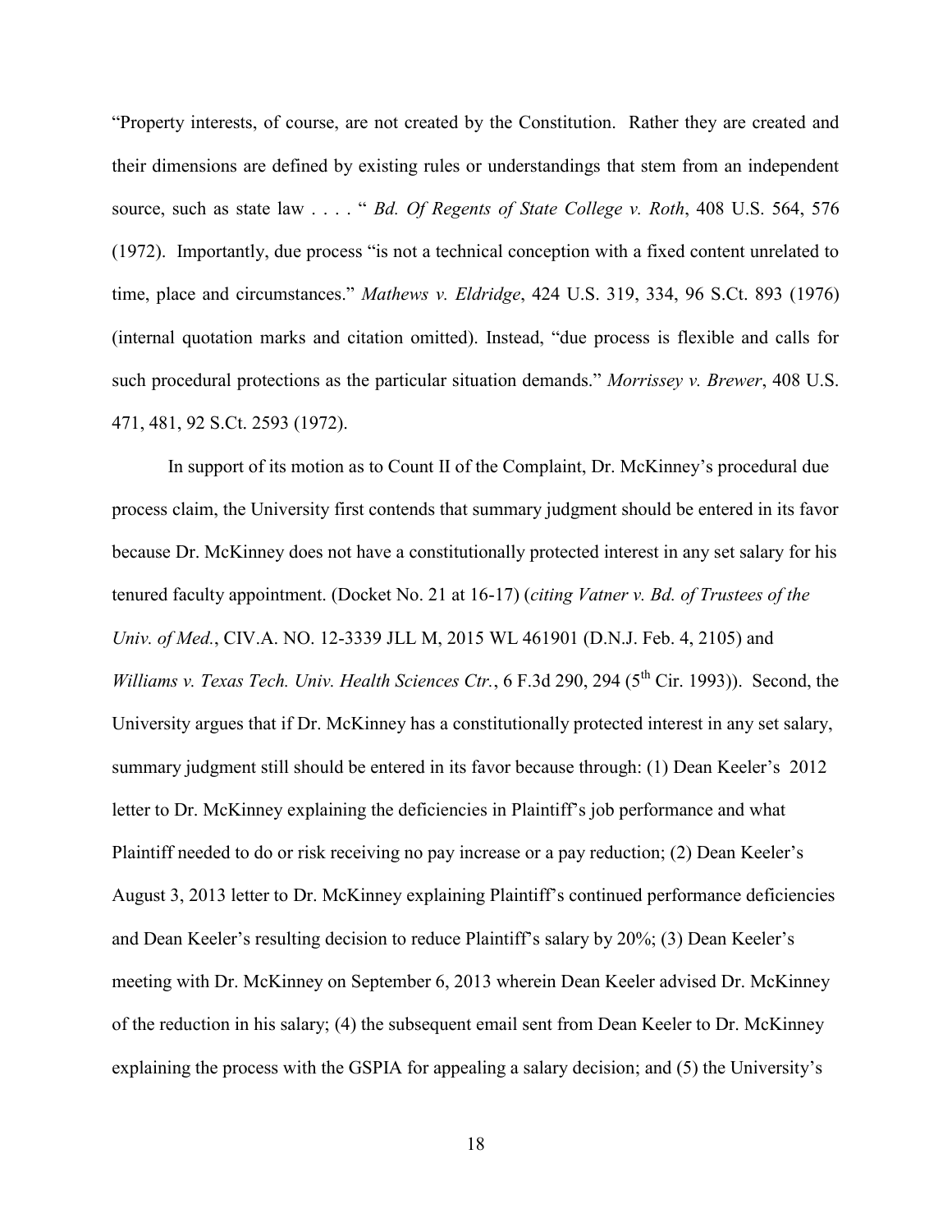"Property interests, of course, are not created by the Constitution. Rather they are created and their dimensions are defined by existing rules or understandings that stem from an independent source, such as state law . . . . " *Bd. Of Regents of State College v. Roth*, 408 U.S. 564, 576 (1972). Importantly, due process "is not a technical conception with a fixed content unrelated to time, place and circumstances." *Mathews v. Eldridge*, 424 U.S. 319, 334, 96 S.Ct. 893 (1976) (internal quotation marks and citation omitted). Instead, "due process is flexible and calls for such procedural protections as the particular situation demands." *Morrissey v. Brewer*, 408 U.S. 471, 481, 92 S.Ct. 2593 (1972).

In support of its motion as to Count II of the Complaint, Dr. McKinney's procedural due process claim, the University first contends that summary judgment should be entered in its favor because Dr. McKinney does not have a constitutionally protected interest in any set salary for his tenured faculty appointment. (Docket No. 21 at 16-17) (*citing Vatner v. Bd. of Trustees of the Univ. of Med.*, CIV.A. NO. 12-3339 JLL M, 2015 WL 461901 (D.N.J. Feb. 4, 2105) and *Williams v. Texas Tech. Univ. Health Sciences Ctr.*, 6 F.3d 290, 294 (5th Cir. 1993)). Second, the University argues that if Dr. McKinney has a constitutionally protected interest in any set salary, summary judgment still should be entered in its favor because through: (1) Dean Keeler's 2012 letter to Dr. McKinney explaining the deficiencies in Plaintiff's job performance and what Plaintiff needed to do or risk receiving no pay increase or a pay reduction; (2) Dean Keeler's August 3, 2013 letter to Dr. McKinney explaining Plaintiff's continued performance deficiencies and Dean Keeler's resulting decision to reduce Plaintiff's salary by 20%; (3) Dean Keeler's meeting with Dr. McKinney on September 6, 2013 wherein Dean Keeler advised Dr. McKinney of the reduction in his salary; (4) the subsequent email sent from Dean Keeler to Dr. McKinney explaining the process with the GSPIA for appealing a salary decision; and (5) the University's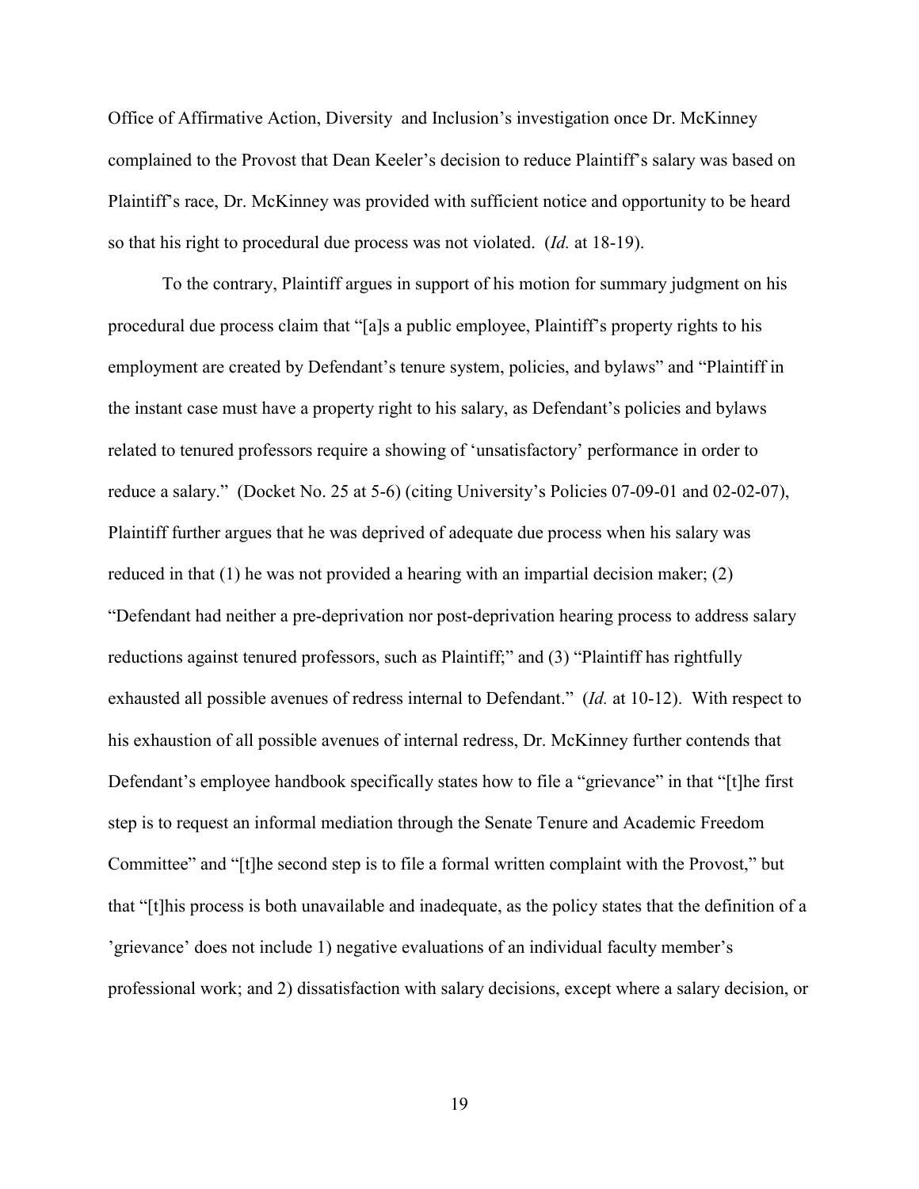Office of Affirmative Action, Diversity and Inclusion's investigation once Dr. McKinney complained to the Provost that Dean Keeler's decision to reduce Plaintiff's salary was based on Plaintiff's race, Dr. McKinney was provided with sufficient notice and opportunity to be heard so that his right to procedural due process was not violated. (*Id.* at 18-19).

To the contrary, Plaintiff argues in support of his motion for summary judgment on his procedural due process claim that "[a]s a public employee, Plaintiff's property rights to his employment are created by Defendant's tenure system, policies, and bylaws" and "Plaintiff in the instant case must have a property right to his salary, as Defendant's policies and bylaws related to tenured professors require a showing of 'unsatisfactory' performance in order to reduce a salary." (Docket No. 25 at 5-6) (citing University's Policies 07-09-01 and 02-02-07), Plaintiff further argues that he was deprived of adequate due process when his salary was reduced in that (1) he was not provided a hearing with an impartial decision maker; (2) "Defendant had neither a pre-deprivation nor post-deprivation hearing process to address salary reductions against tenured professors, such as Plaintiff;" and (3) "Plaintiff has rightfully exhausted all possible avenues of redress internal to Defendant." (*Id.* at 10-12). With respect to his exhaustion of all possible avenues of internal redress, Dr. McKinney further contends that Defendant's employee handbook specifically states how to file a "grievance" in that "[t]he first step is to request an informal mediation through the Senate Tenure and Academic Freedom Committee" and "[t]he second step is to file a formal written complaint with the Provost," but that "[t]his process is both unavailable and inadequate, as the policy states that the definition of a 'grievance' does not include 1) negative evaluations of an individual faculty member's professional work; and 2) dissatisfaction with salary decisions, except where a salary decision, or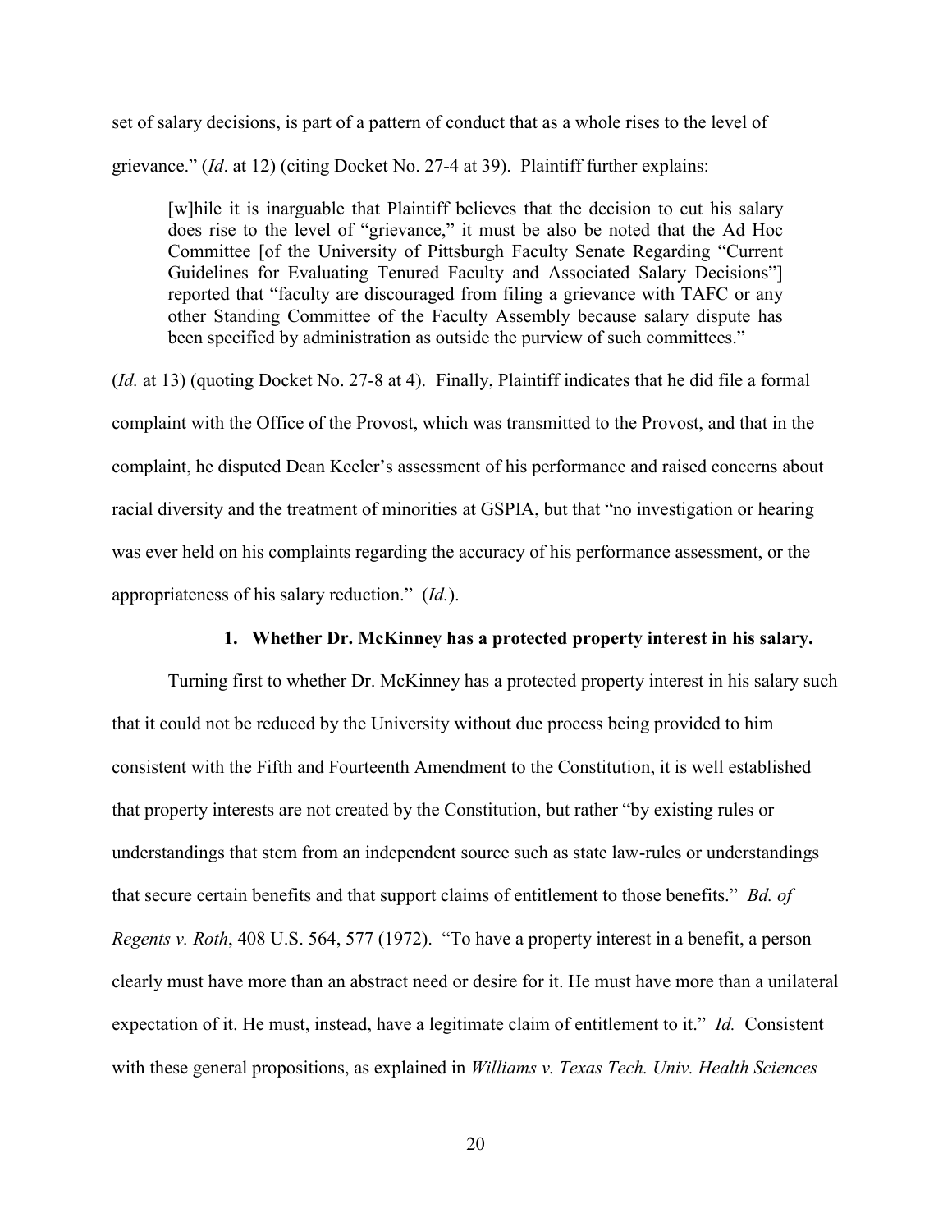set of salary decisions, is part of a pattern of conduct that as a whole rises to the level of grievance." (*Id*. at 12) (citing Docket No. 27-4 at 39). Plaintiff further explains:

> [w]hile it is inarguable that Plaintiff believes that the decision to cut his salary does rise to the level of "grievance," it must be also be noted that the Ad Hoc Committee [of the University of Pittsburgh Faculty Senate Regarding "Current Guidelines for Evaluating Tenured Faculty and Associated Salary Decisions"] reported that "faculty are discouraged from filing a grievance with TAFC or any other Standing Committee of the Faculty Assembly because salary dispute has been specified by administration as outside the purview of such committees."

(*Id.* at 13) (quoting Docket No. 27-8 at 4). Finally, Plaintiff indicates that he did file a formal complaint with the Office of the Provost, which was transmitted to the Provost, and that in the complaint, he disputed Dean Keeler's assessment of his performance and raised concerns about racial diversity and the treatment of minorities at GSPIA, but that "no investigation or hearing was ever held on his complaints regarding the accuracy of his performance assessment, or the appropriateness of his salary reduction." (*Id.*).

### 1. Whether Dr. McKinney has a protected property interest in his salary.

Turning first to whether Dr. McKinney has a protected property interest in his salary such that it could not be reduced by the University without due process being provided to him consistent with the Fifth and Fourteenth Amendment to the Constitution, it is well established that property interests are not created by the Constitution, but rather "by existing rules or understandings that stem from an independent source such as state law-rules or understandings that secure certain benefits and that support claims of entitlement to those benefits." *Bd. of Regents v. Roth*, 408 U.S. 564, 577 (1972). "To have a property interest in a benefit, a person clearly must have more than an abstract need or desire for it. He must have more than a unilateral expectation of it. He must, instead, have a legitimate claim of entitlement to it." *Id.* Consistent with these general propositions, as explained in *Williams v. Texas Tech. Univ. Health Sciences*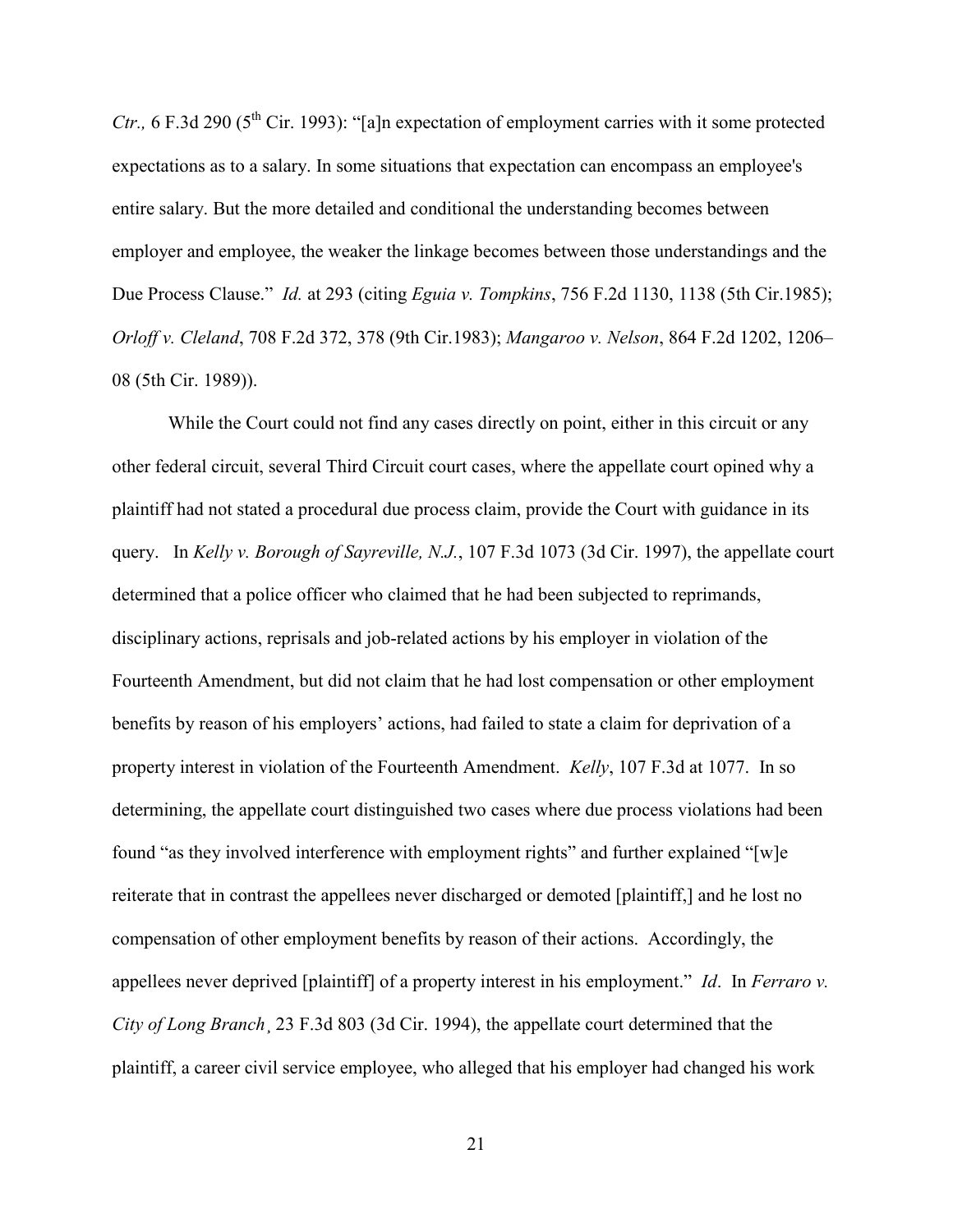*Ctr.,* 6 F.3d 290 (5th Cir. 1993): "[a]n expectation of employment carries with it some protected expectations as to a salary. In some situations that expectation can encompass an employee's entire salary. But the more detailed and conditional the understanding becomes between employer and employee, the weaker the linkage becomes between those understandings and the Due Process Clause." *Id.* at 293 (citing *Eguia v. Tompkins*, 756 F.2d 1130, 1138 (5th Cir.1985); *Orloff v. Cleland*, 708 F.2d 372, 378 (9th Cir.1983); *Mangaroo v. Nelson*, 864 F.2d 1202, 1206–08 (5th Cir. 1989)).

While the Court could not find any cases directly on point, either in this circuit or any other federal circuit, several Third Circuit court cases, where the appellate court opined why a plaintiff had not stated a procedural due process claim, provide the Court with guidance in its query. In *Kelly v. Borough of Sayreville, N.J.*, 107 F.3d 1073 (3d Cir. 1997), the appellate court determined that a police officer who claimed that he had been subjected to reprimands, disciplinary actions, reprisals and job-related actions by his employer in violation of the Fourteenth Amendment, but did not claim that he had lost compensation or other employment benefits by reason of his employers' actions, had failed to state a claim for deprivation of a property interest in violation of the Fourteenth Amendment. *Kelly*, 107 F.3d at 1077. In so determining, the appellate court distinguished two cases where due process violations had been found "as they involved interference with employment rights" and further explained "[w]e reiterate that in contrast the appellees never discharged or demoted [plaintiff,] and he lost no compensation of other employment benefits by reason of their actions. Accordingly, the appellees never deprived [plaintiff] of a property interest in his employment." *Id*. In *Ferraro v. City of Long Branch*, 23 F.3d 803 (3d Cir. 1994), the appellate court determined that the plaintiff, a career civil service employee, who alleged that his employer had changed his work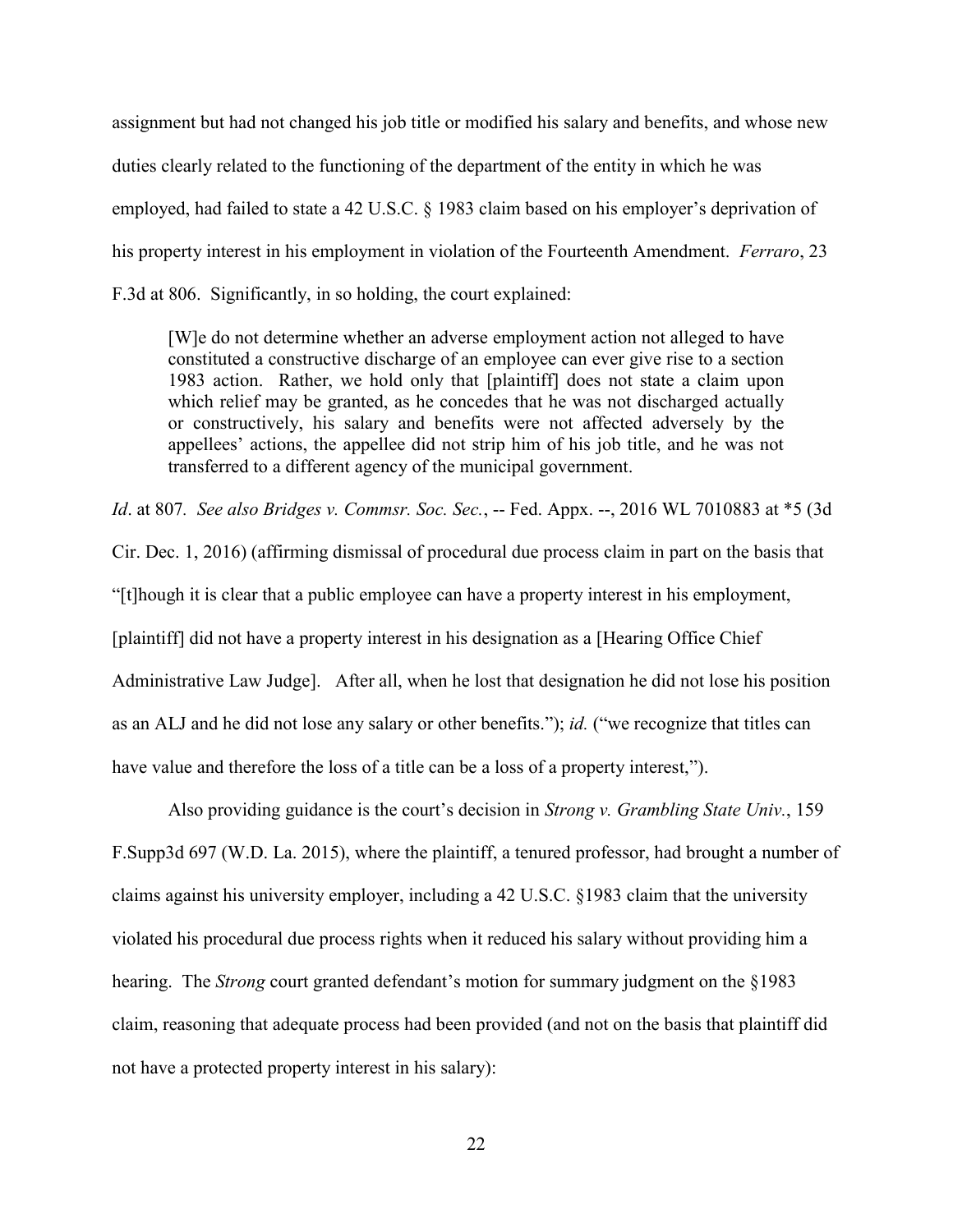assignment but had not changed his job title or modified his salary and benefits, and whose new duties clearly related to the functioning of the department of the entity in which he was employed, had failed to state a 42 U.S.C. § 1983 claim based on his employer's deprivation of his property interest in his employment in violation of the Fourteenth Amendment. *Ferraro*, 23 F.3d at 806. Significantly, in so holding, the court explained:

> [W]e do not determine whether an adverse employment action not alleged to have constituted a constructive discharge of an employee can ever give rise to a section 1983 action. Rather, we hold only that [plaintiff] does not state a claim upon which relief may be granted, as he concedes that he was not discharged actually or constructively, his salary and benefits were not affected adversely by the appellees' actions, the appellee did not strip him of his job title, and he was not transferred to a different agency of the municipal government.

*Id*. at 807. *See also Bridges v. Commsr. Soc. Sec.*, -- Fed. Appx. --, 2016 WL 7010883 at *5 (3d Cir. Dec. 1, 2016) (affirming dismissal of procedural due process claim in part on the basis that "[t]hough it is clear that a public employee can have a property interest in his employment, [plaintiff] did not have a property interest in his designation as a [Hearing Office Chief Administrative Law Judge]. After all, when he lost that designation he did not lose his position as an ALJ and he did not lose any salary or other benefits."); *id.* ("we recognize that titles can have value and therefore the loss of a title can be a loss of a property interest,").

Also providing guidance is the court's decision in *Strong v. Grambling State Univ.*, 159 F.Supp3d 697 (W.D. La. 2015), where the plaintiff, a tenured professor, had brought a number of claims against his university employer, including a 42 U.S.C. §1983 claim that the university violated his procedural due process rights when it reduced his salary without providing him a hearing. The *Strong* court granted defendant's motion for summary judgment on the §1983 claim, reasoning that adequate process had been provided (and not on the basis that plaintiff did not have a protected property interest in his salary):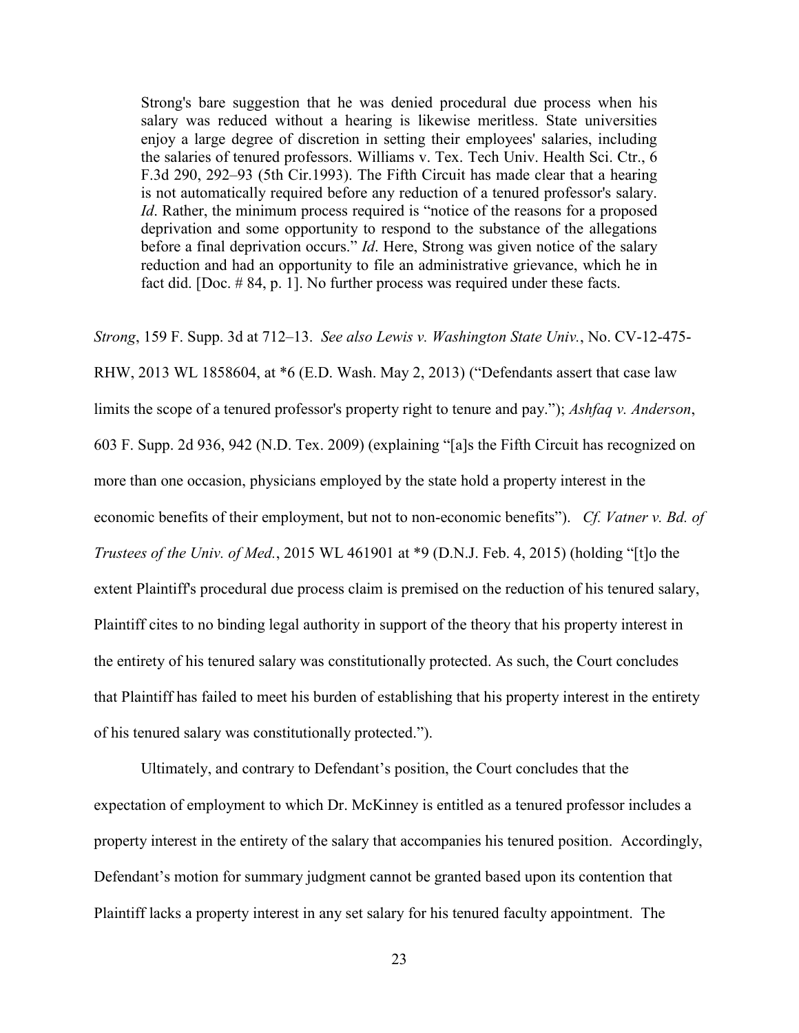> Strong's bare suggestion that he was denied procedural due process when his salary was reduced without a hearing is likewise meritless. State universities enjoy a large degree of discretion in setting their employees' salaries, including the salaries of tenured professors. Williams v. Tex. Tech Univ. Health Sci. Ctr., 6 F.3d 290, 292–93 (5th Cir.1993). The Fifth Circuit has made clear that a hearing is not automatically required before any reduction of a tenured professor's salary. *Id*. Rather, the minimum process required is "notice of the reasons for a proposed deprivation and some opportunity to respond to the substance of the allegations before a final deprivation occurs." *Id*. Here, Strong was given notice of the salary reduction and had an opportunity to file an administrative grievance, which he in fact did. [Doc. # 84, p. 1]. No further process was required under these facts.

*Strong*, 159 F. Supp. 3d at 712–13. *See also Lewis v. Washington State Univ.*, No. CV-12-475-RHW, 2013 WL 1858604, at *6 (E.D. Wash. May 2, 2013) ("Defendants assert that case law limits the scope of a tenured professor's property right to tenure and pay."); *Ashfaq v. Anderson*, 603 F. Supp. 2d 936, 942 (N.D. Tex. 2009) (explaining "[a]s the Fifth Circuit has recognized on more than one occasion, physicians employed by the state hold a property interest in the economic benefits of their employment, but not to non-economic benefits"). *Cf. Vatner v. Bd. of Trustees of the Univ. of Med.*, 2015 WL 461901 at *9 (D.N.J. Feb. 4, 2015) (holding "[t]o the extent Plaintiff's procedural due process claim is premised on the reduction of his tenured salary, Plaintiff cites to no binding legal authority in support of the theory that his property interest in the entirety of his tenured salary was constitutionally protected. As such, the Court concludes that Plaintiff has failed to meet his burden of establishing that his property interest in the entirety of his tenured salary was constitutionally protected.").

Ultimately, and contrary to Defendant's position, the Court concludes that the expectation of employment to which Dr. McKinney is entitled as a tenured professor includes a property interest in the entirety of the salary that accompanies his tenured position. Accordingly, Defendant's motion for summary judgment cannot be granted based upon its contention that Plaintiff lacks a property interest in any set salary for his tenured faculty appointment. The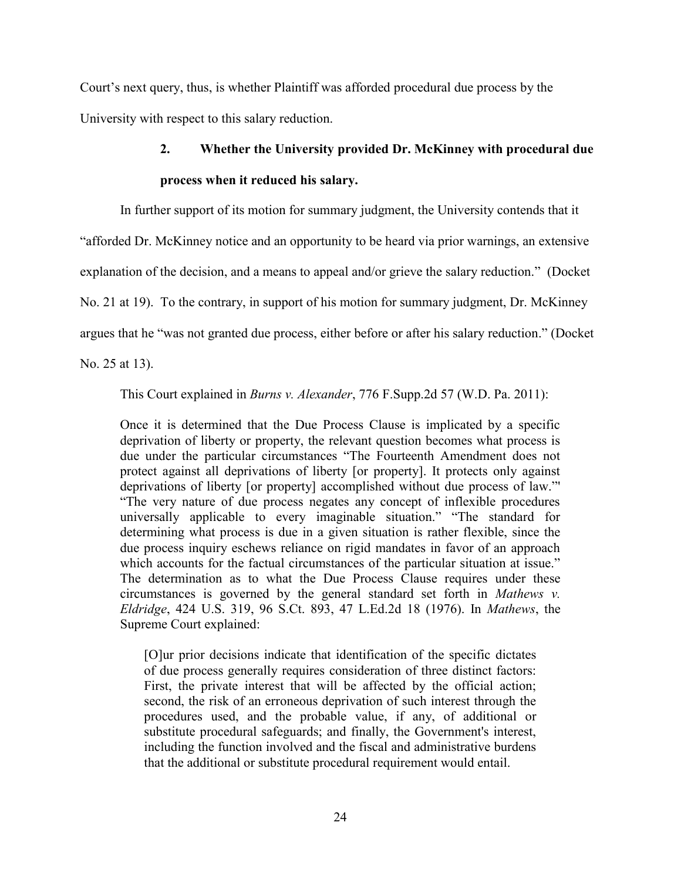Court's next query, thus, is whether Plaintiff was afforded procedural due process by the University with respect to this salary reduction.

### 2. Whether the University provided Dr. McKinney with procedural due process when it reduced his salary.

In further support of its motion for summary judgment, the University contends that it "afforded Dr. McKinney notice and an opportunity to be heard via prior warnings, an extensive explanation of the decision, and a means to appeal and/or grieve the salary reduction." (Docket No. 21 at 19). To the contrary, in support of his motion for summary judgment, Dr. McKinney argues that he "was not granted due process, either before or after his salary reduction." (Docket No. 25 at 13).

This Court explained in *Burns v. Alexander*, 776 F.Supp.2d 57 (W.D. Pa. 2011):

> Once it is determined that the Due Process Clause is implicated by a specific deprivation of liberty or property, the relevant question becomes what process is due under the particular circumstances "The Fourteenth Amendment does not protect against all deprivations of liberty [or property]. It protects only against deprivations of liberty [or property] accomplished without due process of law."' "The very nature of due process negates any concept of inflexible procedures universally applicable to every imaginable situation." "The standard for determining what process is due in a given situation is rather flexible, since the due process inquiry eschews reliance on rigid mandates in favor of an approach which accounts for the factual circumstances of the particular situation at issue." The determination as to what the Due Process Clause requires under these circumstances is governed by the general standard set forth in *Mathews v. Eldridge*, 424 U.S. 319, 96 S.Ct. 893, 47 L.Ed.2d 18 (1976). In *Mathews*, the Supreme Court explained:
>
>> [O]ur prior decisions indicate that identification of the specific dictates of due process generally requires consideration of three distinct factors: First, the private interest that will be affected by the official action; second, the risk of an erroneous deprivation of such interest through the procedures used, and the probable value, if any, of additional or substitute procedural safeguards; and finally, the Government's interest, including the function involved and the fiscal and administrative burdens that the additional or substitute procedural requirement would entail.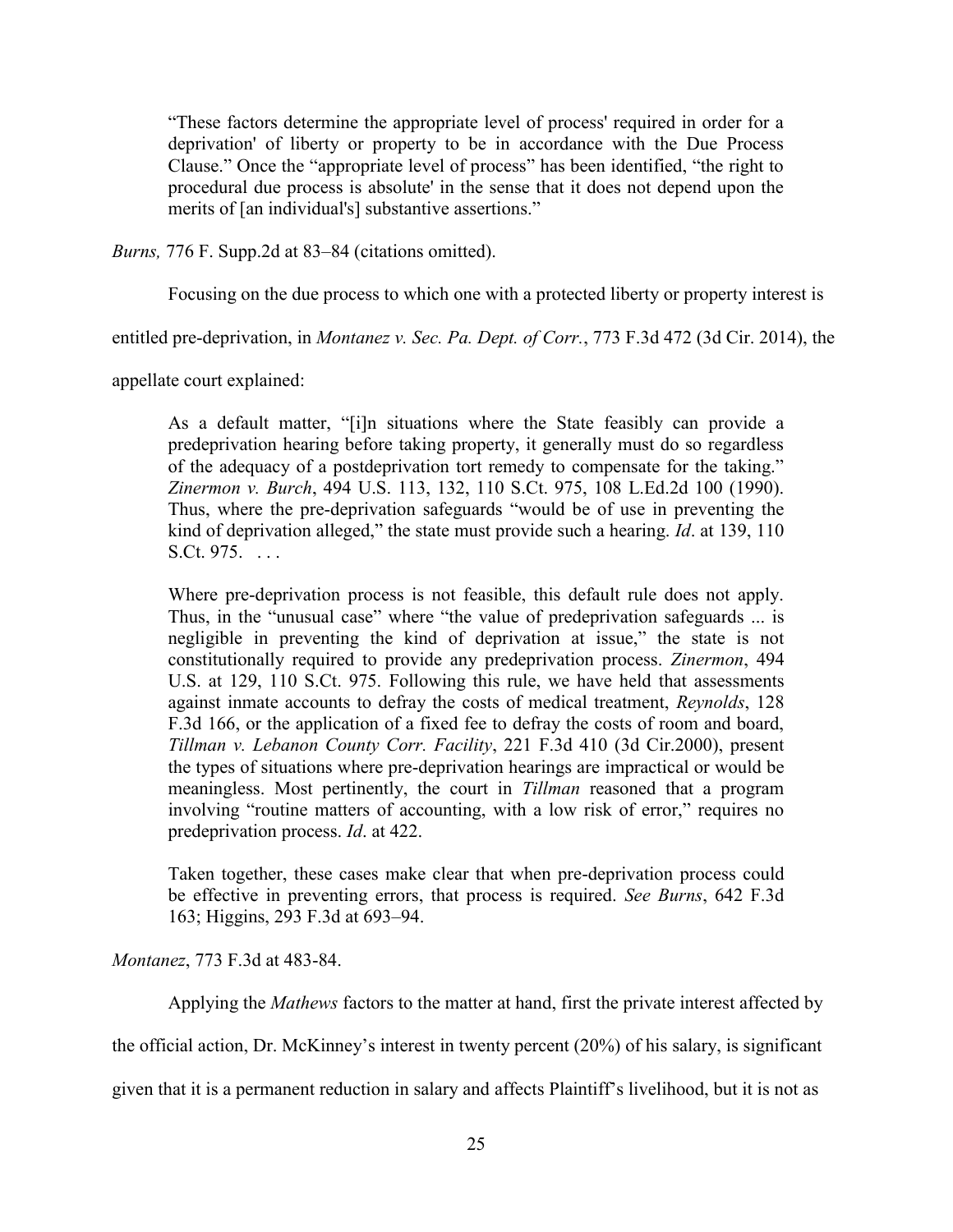> "These factors determine the appropriate level of process' required in order for a deprivation' of liberty or property to be in accordance with the Due Process Clause." Once the "appropriate level of process" has been identified, "the right to procedural due process is absolute' in the sense that it does not depend upon the merits of [an individual's] substantive assertions."

*Burns,* 776 F. Supp.2d at 83–84 (citations omitted).

Focusing on the due process to which one with a protected liberty or property interest is entitled pre-deprivation, in *Montanez v. Sec. Pa. Dept. of Corr.*, 773 F.3d 472 (3d Cir. 2014), the appellate court explained:

> As a default matter, "[i]n situations where the State feasibly can provide a predeprivation hearing before taking property, it generally must do so regardless of the adequacy of a postdeprivation tort remedy to compensate for the taking." *Zinermon v. Burch*, 494 U.S. 113, 132, 110 S.Ct. 975, 108 L.Ed.2d 100 (1990). Thus, where the pre-deprivation safeguards "would be of use in preventing the kind of deprivation alleged," the state must provide such a hearing. *Id*. at 139, 110 S.Ct. 975. . . .
>
> Where pre-deprivation process is not feasible, this default rule does not apply. Thus, in the "unusual case" where "the value of predeprivation safeguards ... is negligible in preventing the kind of deprivation at issue," the state is not constitutionally required to provide any predeprivation process. *Zinermon*, 494 U.S. at 129, 110 S.Ct. 975. Following this rule, we have held that assessments against inmate accounts to defray the costs of medical treatment, *Reynolds*, 128 F.3d 166, or the application of a fixed fee to defray the costs of room and board, *Tillman v. Lebanon County Corr. Facility*, 221 F.3d 410 (3d Cir.2000), present the types of situations where pre-deprivation hearings are impractical or would be meaningless. Most pertinently, the court in *Tillman* reasoned that a program involving "routine matters of accounting, with a low risk of error," requires no predeprivation process. *Id*. at 422.
>
> Taken together, these cases make clear that when pre-deprivation process could be effective in preventing errors, that process is required. *See Burns*, 642 F.3d 163; Higgins, 293 F.3d at 693–94.

*Montanez*, 773 F.3d at 483-84.

Applying the *Mathews* factors to the matter at hand, first the private interest affected by the official action, Dr. McKinney's interest in twenty percent (20%) of his salary, is significant given that it is a permanent reduction in salary and affects Plaintiff's livelihood, but it is not as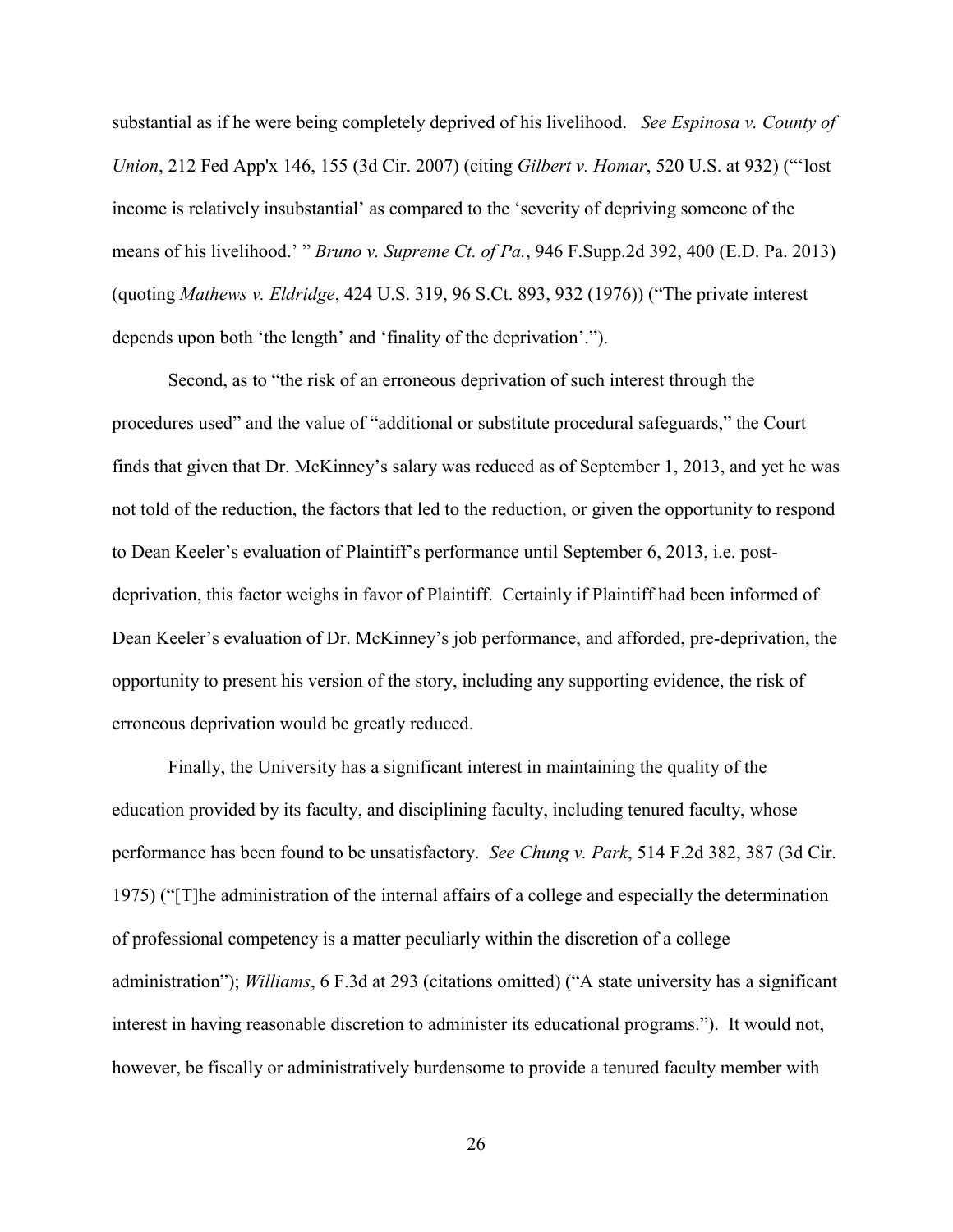substantial as if he were being completely deprived of his livelihood. *See Espinosa v. County of Union*, 212 Fed App'x 146, 155 (3d Cir. 2007) (citing *Gilbert v. Homar*, 520 U.S. at 932) ("'lost income is relatively insubstantial' as compared to the 'severity of depriving someone of the means of his livelihood.' " *Bruno v. Supreme Ct. of Pa.*, 946 F.Supp.2d 392, 400 (E.D. Pa. 2013) (quoting *Mathews v. Eldridge*, 424 U.S. 319, 96 S.Ct. 893, 932 (1976)) ("The private interest depends upon both 'the length' and 'finality of the deprivation'.").

Second, as to "the risk of an erroneous deprivation of such interest through the procedures used" and the value of "additional or substitute procedural safeguards," the Court finds that given that Dr. McKinney's salary was reduced as of September 1, 2013, and yet he was not told of the reduction, the factors that led to the reduction, or given the opportunity to respond to Dean Keeler's evaluation of Plaintiff's performance until September 6, 2013, i.e. post-deprivation, this factor weighs in favor of Plaintiff. Certainly if Plaintiff had been informed of Dean Keeler's evaluation of Dr. McKinney's job performance, and afforded, pre-deprivation, the opportunity to present his version of the story, including any supporting evidence, the risk of erroneous deprivation would be greatly reduced.

Finally, the University has a significant interest in maintaining the quality of the education provided by its faculty, and disciplining faculty, including tenured faculty, whose performance has been found to be unsatisfactory. *See Chung v. Park*, 514 F.2d 382, 387 (3d Cir. 1975) ("[T]he administration of the internal affairs of a college and especially the determination of professional competency is a matter peculiarly within the discretion of a college administration"); *Williams*, 6 F.3d at 293 (citations omitted) ("A state university has a significant interest in having reasonable discretion to administer its educational programs."). It would not, however, be fiscally or administratively burdensome to provide a tenured faculty member with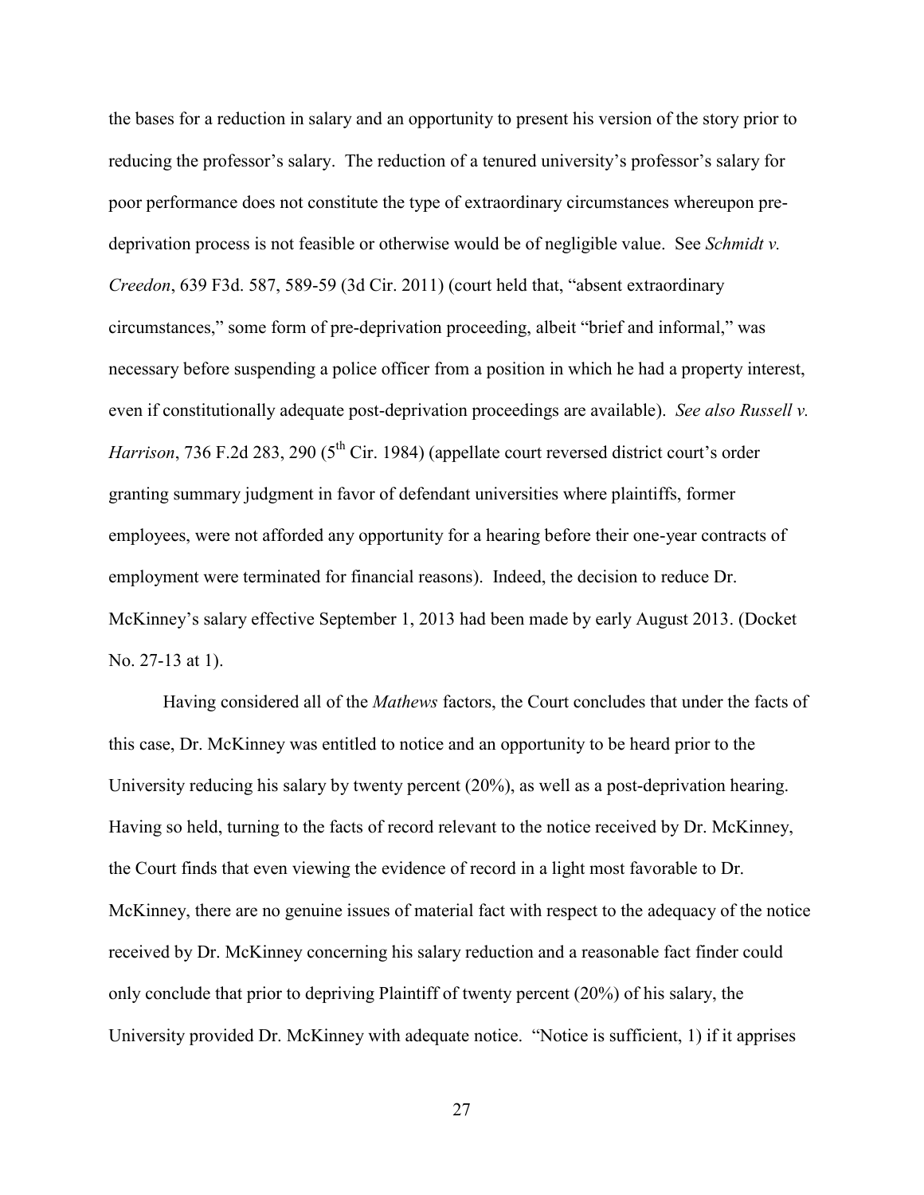the bases for a reduction in salary and an opportunity to present his version of the story prior to reducing the professor's salary. The reduction of a tenured university's professor's salary for poor performance does not constitute the type of extraordinary circumstances whereupon pre-deprivation process is not feasible or otherwise would be of negligible value. See *Schmidt v. Creedon*, 639 F3d. 587, 589-59 (3d Cir. 2011) (court held that, "absent extraordinary circumstances," some form of pre-deprivation proceeding, albeit "brief and informal," was necessary before suspending a police officer from a position in which he had a property interest, even if constitutionally adequate post-deprivation proceedings are available). *See also Russell v. Harrison*, 736 F.2d 283, 290 (5th Cir. 1984) (appellate court reversed district court's order granting summary judgment in favor of defendant universities where plaintiffs, former employees, were not afforded any opportunity for a hearing before their one-year contracts of employment were terminated for financial reasons). Indeed, the decision to reduce Dr. McKinney's salary effective September 1, 2013 had been made by early August 2013. (Docket No. 27-13 at 1).

Having considered all of the *Mathews* factors, the Court concludes that under the facts of this case, Dr. McKinney was entitled to notice and an opportunity to be heard prior to the University reducing his salary by twenty percent (20%), as well as a post-deprivation hearing. Having so held, turning to the facts of record relevant to the notice received by Dr. McKinney, the Court finds that even viewing the evidence of record in a light most favorable to Dr. McKinney, there are no genuine issues of material fact with respect to the adequacy of the notice received by Dr. McKinney concerning his salary reduction and a reasonable fact finder could only conclude that prior to depriving Plaintiff of twenty percent (20%) of his salary, the University provided Dr. McKinney with adequate notice. "Notice is sufficient, 1) if it apprises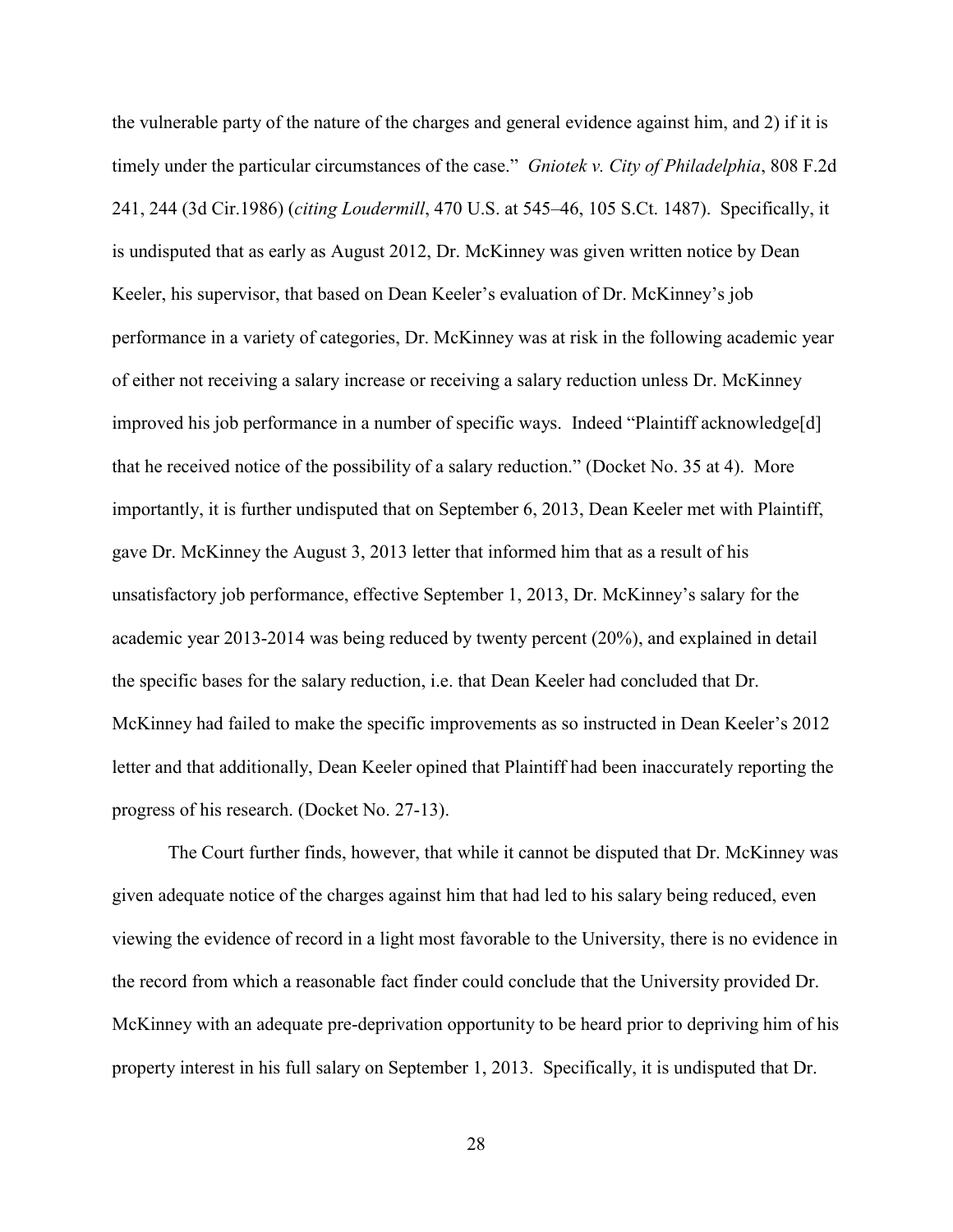the vulnerable party of the nature of the charges and general evidence against him, and 2) if it is timely under the particular circumstances of the case." *Gniotek v. City of Philadelphia*, 808 F.2d 241, 244 (3d Cir.1986) (*citing Loudermill*, 470 U.S. at 545–46, 105 S.Ct. 1487). Specifically, it is undisputed that as early as August 2012, Dr. McKinney was given written notice by Dean Keeler, his supervisor, that based on Dean Keeler's evaluation of Dr. McKinney's job performance in a variety of categories, Dr. McKinney was at risk in the following academic year of either not receiving a salary increase or receiving a salary reduction unless Dr. McKinney improved his job performance in a number of specific ways. Indeed "Plaintiff acknowledge[d] that he received notice of the possibility of a salary reduction." (Docket No. 35 at 4). More importantly, it is further undisputed that on September 6, 2013, Dean Keeler met with Plaintiff, gave Dr. McKinney the August 3, 2013 letter that informed him that as a result of his unsatisfactory job performance, effective September 1, 2013, Dr. McKinney's salary for the academic year 2013-2014 was being reduced by twenty percent (20%), and explained in detail the specific bases for the salary reduction, i.e. that Dean Keeler had concluded that Dr. McKinney had failed to make the specific improvements as so instructed in Dean Keeler's 2012 letter and that additionally, Dean Keeler opined that Plaintiff had been inaccurately reporting the progress of his research. (Docket No. 27-13).

The Court further finds, however, that while it cannot be disputed that Dr. McKinney was given adequate notice of the charges against him that had led to his salary being reduced, even viewing the evidence of record in a light most favorable to the University, there is no evidence in the record from which a reasonable fact finder could conclude that the University provided Dr. McKinney with an adequate pre-deprivation opportunity to be heard prior to depriving him of his property interest in his full salary on September 1, 2013. Specifically, it is undisputed that Dr.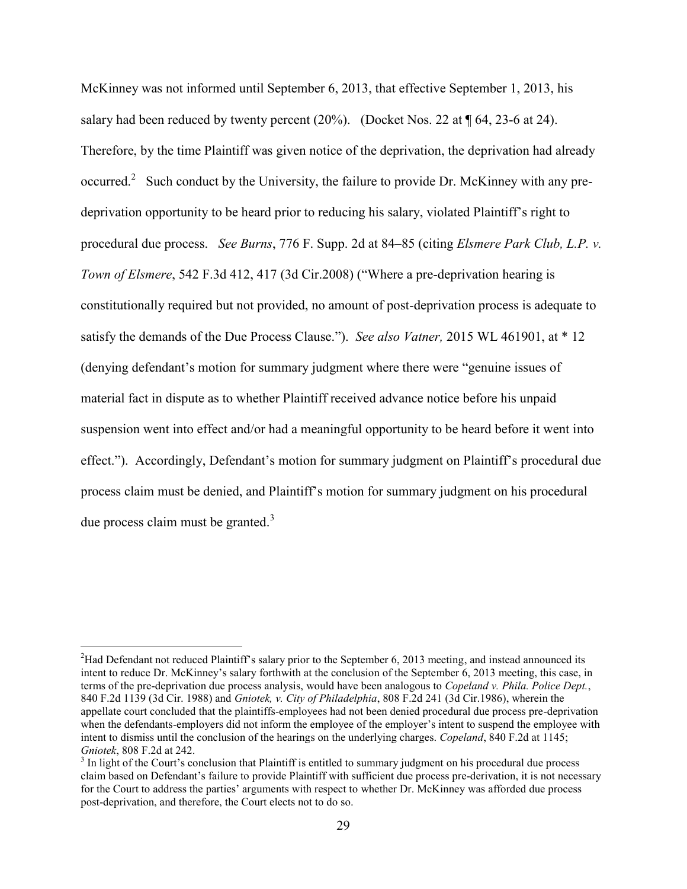McKinney was not informed until September 6, 2013, that effective September 1, 2013, his salary had been reduced by twenty percent (20%). (Docket Nos. 22 at ¶ 64, 23-6 at 24). Therefore, by the time Plaintiff was given notice of the deprivation, the deprivation had already occurred.[2] Such conduct by the University, the failure to provide Dr. McKinney with any pre-deprivation opportunity to be heard prior to reducing his salary, violated Plaintiff's right to procedural due process. *See Burns*, 776 F. Supp. 2d at 84–85 (citing *Elsmere Park Club, L.P. v. Town of Elsmere*, 542 F.3d 412, 417 (3d Cir.2008) ("Where a pre-deprivation hearing is constitutionally required but not provided, no amount of post-deprivation process is adequate to satisfy the demands of the Due Process Clause."). *See also Vatner,* 2015 WL 461901, at * 12 (denying defendant's motion for summary judgment where there were "genuine issues of material fact in dispute as to whether Plaintiff received advance notice before his unpaid suspension went into effect and/or had a meaningful opportunity to be heard before it went into effect."). Accordingly, Defendant's motion for summary judgment on Plaintiff's procedural due process claim must be denied, and Plaintiff's motion for summary judgment on his procedural due process claim must be granted.[3]

---

[2] Had Defendant not reduced Plaintiff's salary prior to the September 6, 2013 meeting, and instead announced its intent to reduce Dr. McKinney's salary forthwith at the conclusion of the September 6, 2013 meeting, this case, in terms of the pre-deprivation due process analysis, would have been analogous to *Copeland v. Phila. Police Dept.*, 840 F.2d 1139 (3d Cir. 1988) and *Gniotek, v. City of Philadelphia*, 808 F.2d 241 (3d Cir.1986), wherein the appellate court concluded that the plaintiffs-employees had not been denied procedural due process pre-deprivation when the defendants-employers did not inform the employee of the employer's intent to suspend the employee with intent to dismiss until the conclusion of the hearings on the underlying charges. *Copeland*, 840 F.2d at 1145; *Gniotek*, 808 F.2d at 242.

[3] In light of the Court's conclusion that Plaintiff is entitled to summary judgment on his procedural due process claim based on Defendant's failure to provide Plaintiff with sufficient due process pre-derivation, it is not necessary for the Court to address the parties' arguments with respect to whether Dr. McKinney was afforded due process post-deprivation, and therefore, the Court elects not to do so.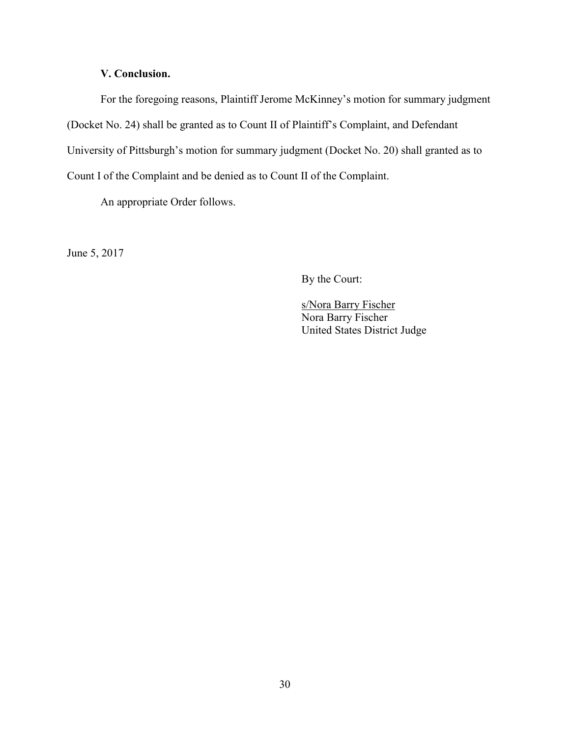### V. Conclusion.

For the foregoing reasons, Plaintiff Jerome McKinney's motion for summary judgment (Docket No. 24) shall be granted as to Count II of Plaintiff's Complaint, and Defendant University of Pittsburgh's motion for summary judgment (Docket No. 20) shall granted as to Count I of the Complaint and be denied as to Count II of the Complaint.

An appropriate Order follows.

June 5, 2017

By the Court:

s/Nora Barry Fischer
Nora Barry Fischer
United States District Judge